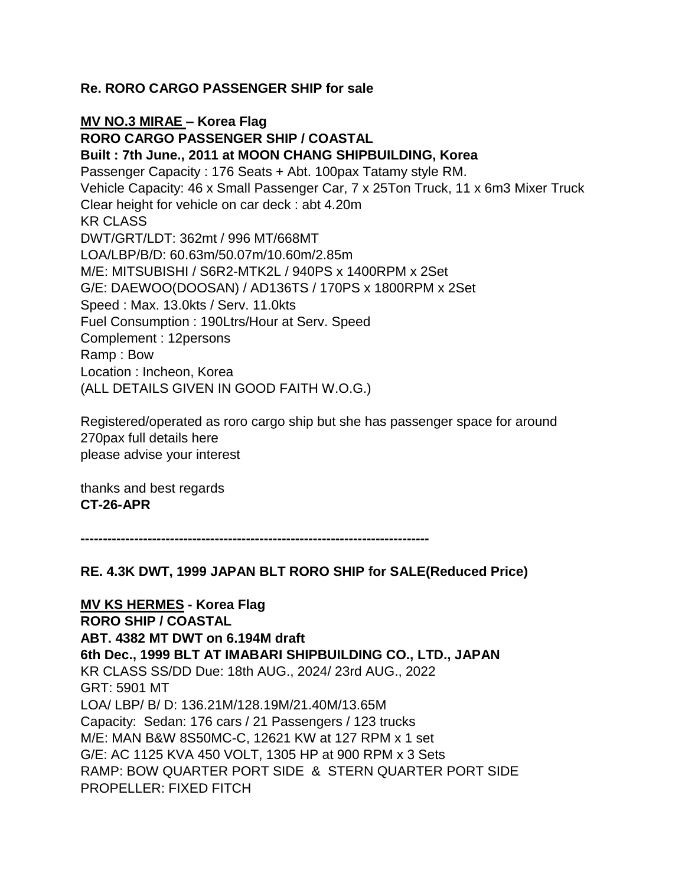**Re. RORO CARGO PASSENGER SHIP for sale**

**MV NO.3 MIRAE – Korea Flag**
**RORO CARGO PASSENGER SHIP / COASTAL**
**Built : 7th June., 2011 at MOON CHANG SHIPBUILDING, Korea**
Passenger Capacity : 176 Seats + Abt. 100pax Tatamy style RM.
Vehicle Capacity: 46 x Small Passenger Car, 7 x 25Ton Truck, 11 x 6m3 Mixer Truck
Clear height for vehicle on car deck : abt 4.20m
KR CLASS
DWT/GRT/LDT: 362mt / 996 MT/668MT
LOA/LBP/B/D: 60.63m/50.07m/10.60m/2.85m
M/E: MITSUBISHI / S6R2-MTK2L / 940PS x 1400RPM x 2Set
G/E: DAEWOO(DOOSAN) / AD136TS / 170PS x 1800RPM x 2Set
Speed : Max. 13.0kts / Serv. 11.0kts
Fuel Consumption : 190Ltrs/Hour at Serv. Speed
Complement : 12persons
Ramp : Bow
Location : Incheon, Korea
(ALL DETAILS GIVEN IN GOOD FAITH W.O.G.)

Registered/operated as roro cargo ship but she has passenger space for around 270pax full details here
please advise your interest

thanks and best regards
**CT-26-APR**

---

**RE. 4.3K DWT, 1999 JAPAN BLT RORO SHIP for SALE(Reduced Price)**

**MV KS HERMES - Korea Flag**
**RORO SHIP / COASTAL**
**ABT. 4382 MT DWT on 6.194M draft**
**6th Dec., 1999 BLT AT IMABARI SHIPBUILDING CO., LTD., JAPAN**
KR CLASS SS/DD Due: 18th AUG., 2024/ 23rd AUG., 2022
GRT: 5901 MT
LOA/ LBP/ B/ D: 136.21M/128.19M/21.40M/13.65M
Capacity: Sedan: 176 cars / 21 Passengers / 123 trucks
M/E: MAN B&W 8S50MC-C, 12621 KW at 127 RPM x 1 set
G/E: AC 1125 KVA 450 VOLT, 1305 HP at 900 RPM x 3 Sets
RAMP: BOW QUARTER PORT SIDE & STERN QUARTER PORT SIDE
PROPELLER: FIXED FITCH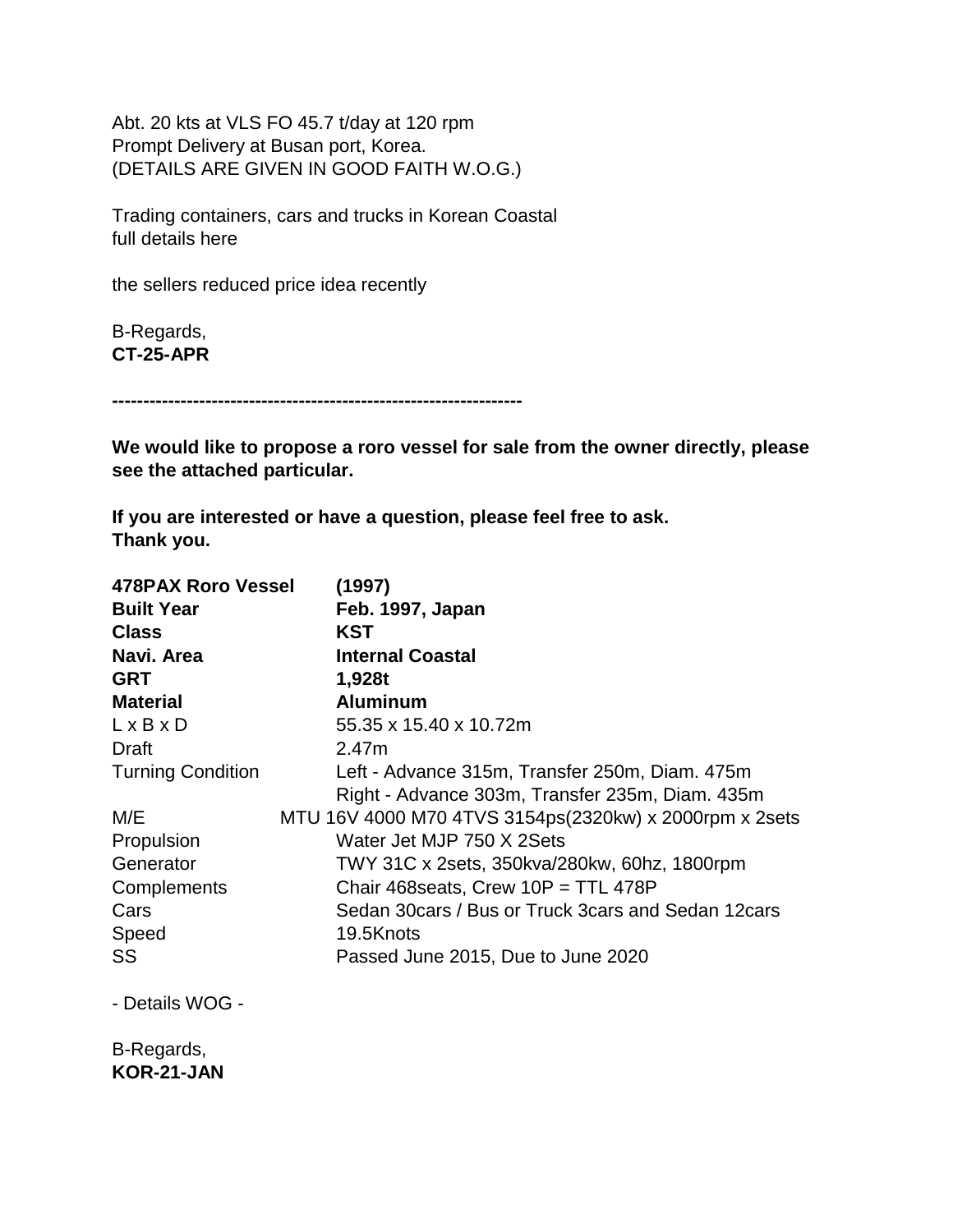Abt. 20 kts at VLS FO 45.7 t/day at 120 rpm
Prompt Delivery at Busan port, Korea.
(DETAILS ARE GIVEN IN GOOD FAITH W.O.G.)

Trading containers, cars and trucks in Korean Coastal
full details here

the sellers reduced price idea recently

B-Regards,
**CT-25-APR**

**------------------------------------------------------------------**

**We would like to propose a roro vessel for sale from the owner directly, please see the attached particular.**

**If you are interested or have a question, please feel free to ask.**
**Thank you.**

| **478PAX Roro Vessel** | **(1997)** |
|---|---|
| **Built Year** | **Feb. 1997, Japan** |
| **Class** | **KST** |
| **Navi. Area** | **Internal Coastal** |
| **GRT** | **1,928t** |
| **Material** | **Aluminum** |
| L x B x D | 55.35 x 15.40 x 10.72m |
| Draft | 2.47m |
| Turning Condition | Left - Advance 315m, Transfer 250m, Diam. 475m<br>Right - Advance 303m, Transfer 235m, Diam. 435m |
| M/E | MTU 16V 4000 M70 4TVS 3154ps(2320kw) x 2000rpm x 2sets |
| Propulsion | Water Jet MJP 750 X 2Sets |
| Generator | TWY 31C x 2sets, 350kva/280kw, 60hz, 1800rpm |
| Complements | Chair 468seats, Crew 10P = TTL 478P |
| Cars | Sedan 30cars / Bus or Truck 3cars and Sedan 12cars |
| Speed | 19.5Knots |
| SS | Passed June 2015, Due to June 2020 |

- Details WOG -

B-Regards,
**KOR-21-JAN**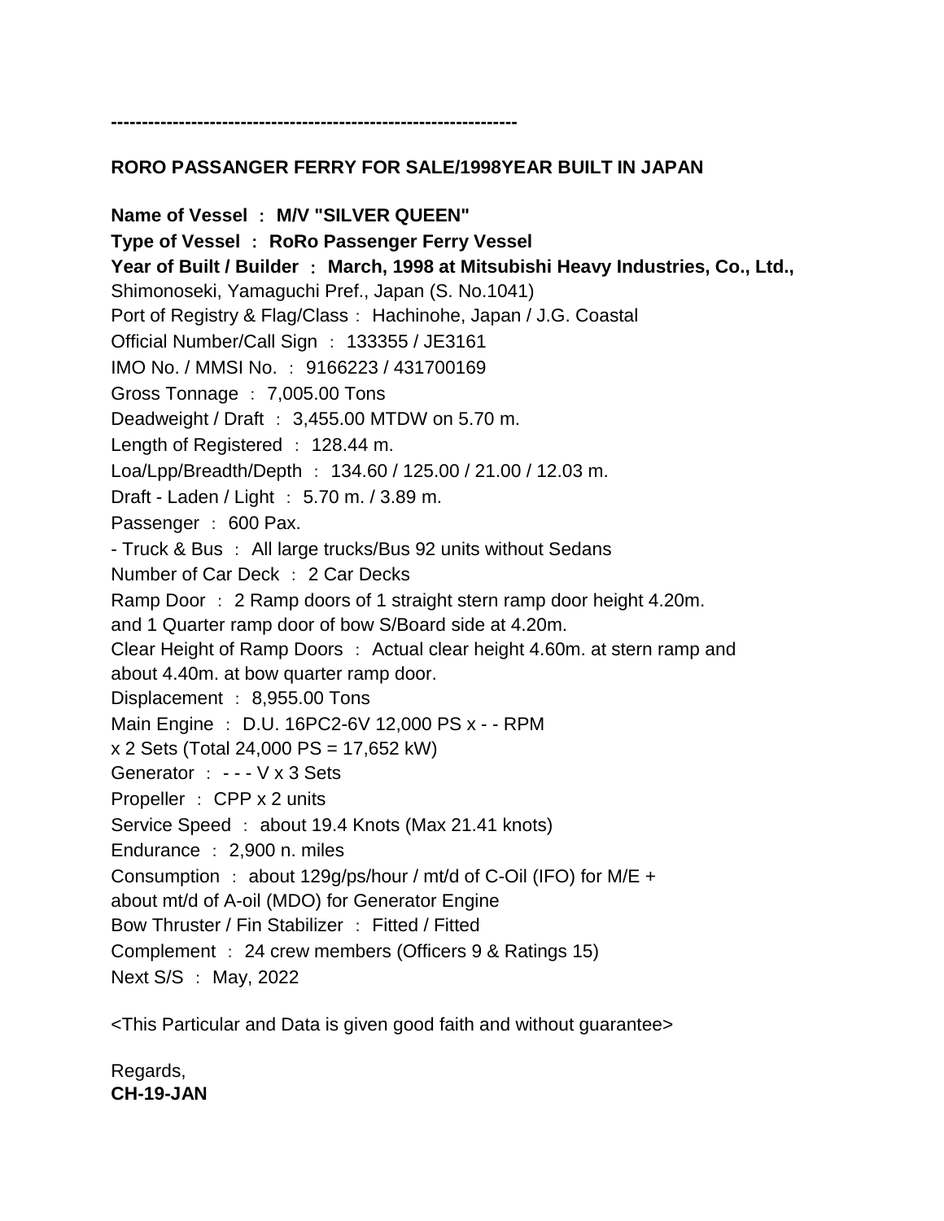------------------------------------------------------------------

**RORO PASSANGER FERRY FOR SALE/1998YEAR BUILT IN JAPAN**

**Name of Vessel ： M/V "SILVER QUEEN"**
**Type of Vessel ： RoRo Passenger Ferry Vessel**
**Year of Built / Builder ： March, 1998 at Mitsubishi Heavy Industries, Co., Ltd.,**
Shimonoseki, Yamaguchi Pref., Japan (S. No.1041)
Port of Registry & Flag/Class ： Hachinohe, Japan / J.G. Coastal
Official Number/Call Sign ： 133355 / JE3161
IMO No. / MMSI No. ： 9166223 / 431700169
Gross Tonnage ： 7,005.00 Tons
Deadweight / Draft ： 3,455.00 MTDW on 5.70 m.
Length of Registered ： 128.44 m.
Loa/Lpp/Breadth/Depth ： 134.60 / 125.00 / 21.00 / 12.03 m.
Draft - Laden / Light ： 5.70 m. / 3.89 m.
Passenger ： 600 Pax.
- Truck & Bus ： All large trucks/Bus 92 units without Sedans
Number of Car Deck ： 2 Car Decks
Ramp Door ： 2 Ramp doors of 1 straight stern ramp door height 4.20m.
and 1 Quarter ramp door of bow S/Board side at 4.20m.
Clear Height of Ramp Doors ： Actual clear height 4.60m. at stern ramp and
about 4.40m. at bow quarter ramp door.
Displacement ： 8,955.00 Tons
Main Engine ： D.U. 16PC2-6V 12,000 PS x - - RPM
x 2 Sets (Total 24,000 PS = 17,652 kW)
Generator ： - - - V x 3 Sets
Propeller ： CPP x 2 units
Service Speed ： about 19.4 Knots (Max 21.41 knots)
Endurance ： 2,900 n. miles
Consumption ： about 129g/ps/hour / mt/d of C-Oil (IFO) for M/E +
about mt/d of A-oil (MDO) for Generator Engine
Bow Thruster / Fin Stabilizer ： Fitted / Fitted
Complement ： 24 crew members (Officers 9 & Ratings 15)
Next S/S ： May, 2022

<This Particular and Data is given good faith and without guarantee>

Regards,
**CH-19-JAN**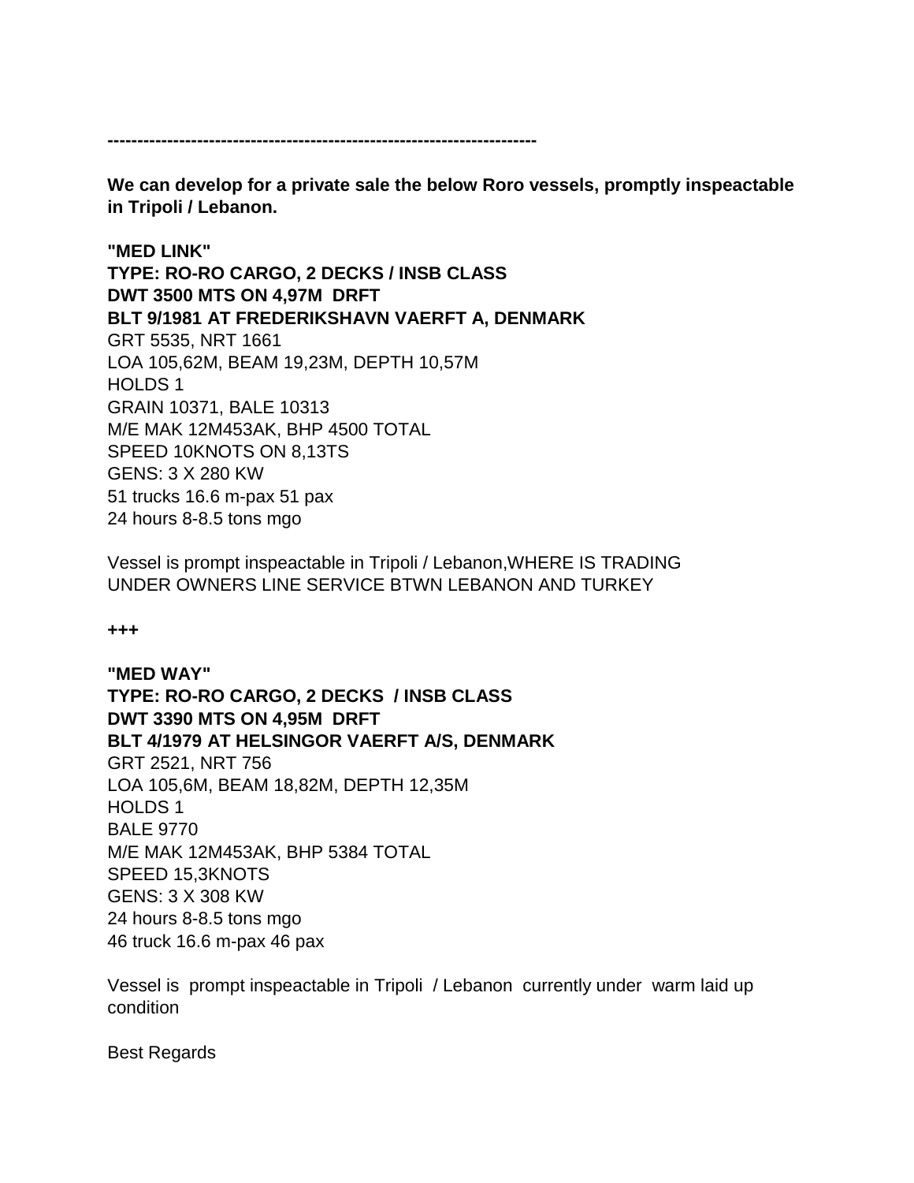------------------------------------------------------------------------

**We can develop for a private sale the below Roro vessels, promptly inspeactable in Tripoli / Lebanon.**

**"MED LINK"**
**TYPE: RO-RO CARGO, 2 DECKS / INSB CLASS**
**DWT 3500 MTS ON 4,97M DRFT**
**BLT 9/1981 AT FREDERIKSHAVN VAERFT A, DENMARK**
GRT 5535, NRT 1661
LOA 105,62M, BEAM 19,23M, DEPTH 10,57M
HOLDS 1
GRAIN 10371, BALE 10313
M/E MAK 12M453AK, BHP 4500 TOTAL
SPEED 10KNOTS ON 8,13TS
GENS: 3 X 280 KW
51 trucks 16.6 m-pax 51 pax
24 hours 8-8.5 tons mgo

Vessel is prompt inspeactable in Tripoli / Lebanon,WHERE IS TRADING UNDER OWNERS LINE SERVICE BTWN LEBANON AND TURKEY

**+++**

**"MED WAY"**
**TYPE: RO-RO CARGO, 2 DECKS / INSB CLASS**
**DWT 3390 MTS ON 4,95M DRFT**
**BLT 4/1979 AT HELSINGOR VAERFT A/S, DENMARK**
GRT 2521, NRT 756
LOA 105,6M, BEAM 18,82M, DEPTH 12,35M
HOLDS 1
BALE 9770
M/E MAK 12M453AK, BHP 5384 TOTAL
SPEED 15,3KNOTS
GENS: 3 X 308 KW
24 hours 8-8.5 tons mgo
46 truck 16.6 m-pax 46 pax

Vessel is prompt inspeactable in Tripoli / Lebanon currently under warm laid up condition

Best Regards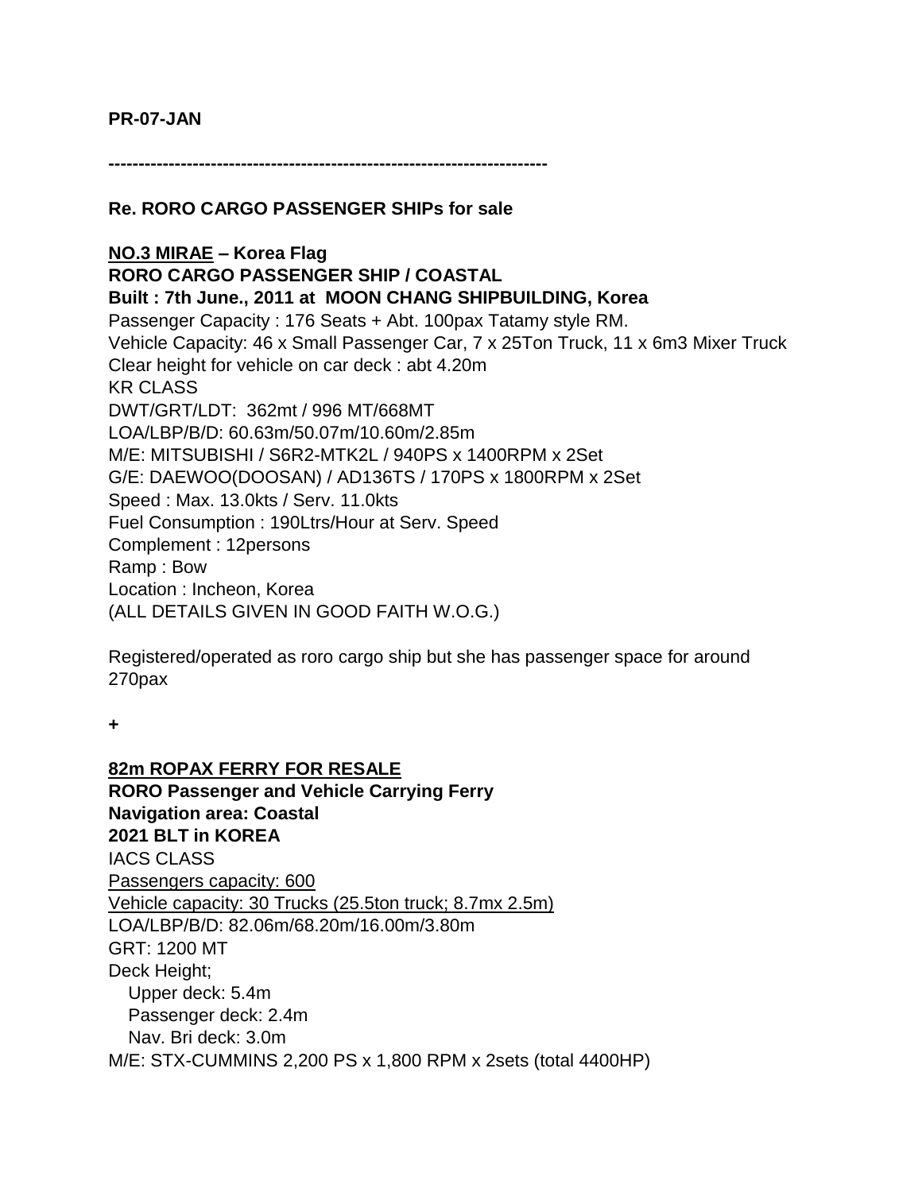**PR-07-JAN**

------------------------------------------------------------------------

**Re. RORO CARGO PASSENGER SHIPs for sale**

**NO.3 MIRAE – Korea Flag**
**RORO CARGO PASSENGER SHIP / COASTAL**
**Built : 7th June., 2011 at MOON CHANG SHIPBUILDING, Korea**
Passenger Capacity : 176 Seats + Abt. 100pax Tatamy style RM.
Vehicle Capacity: 46 x Small Passenger Car, 7 x 25Ton Truck, 11 x 6m3 Mixer Truck
Clear height for vehicle on car deck : abt 4.20m
KR CLASS
DWT/GRT/LDT: 362mt / 996 MT/668MT
LOA/LBP/B/D: 60.63m/50.07m/10.60m/2.85m
M/E: MITSUBISHI / S6R2-MTK2L / 940PS x 1400RPM x 2Set
G/E: DAEWOO(DOOSAN) / AD136TS / 170PS x 1800RPM x 2Set
Speed : Max. 13.0kts / Serv. 11.0kts
Fuel Consumption : 190Ltrs/Hour at Serv. Speed
Complement : 12persons
Ramp : Bow
Location : Incheon, Korea
(ALL DETAILS GIVEN IN GOOD FAITH W.O.G.)

Registered/operated as roro cargo ship but she has passenger space for around 270pax

**+**

**82m ROPAX FERRY FOR RESALE**
**RORO Passenger and Vehicle Carrying Ferry**
**Navigation area: Coastal**
**2021 BLT in KOREA**
IACS CLASS
Passengers capacity: 600
Vehicle capacity: 30 Trucks (25.5ton truck; 8.7mx 2.5m)
LOA/LBP/B/D: 82.06m/68.20m/16.00m/3.80m
GRT: 1200 MT
Deck Height;
  Upper deck: 5.4m
  Passenger deck: 2.4m
  Nav. Bri deck: 3.0m
M/E: STX-CUMMINS 2,200 PS x 1,800 RPM x 2sets (total 4400HP)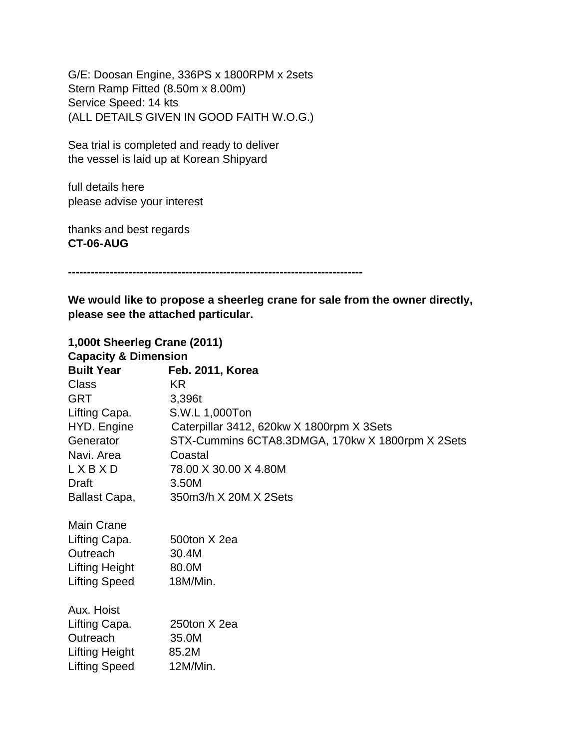G/E: Doosan Engine, 336PS x 1800RPM x 2sets
Stern Ramp Fitted (8.50m x 8.00m)
Service Speed: 14 kts
(ALL DETAILS GIVEN IN GOOD FAITH W.O.G.)

Sea trial is completed and ready to deliver
the vessel is laid up at Korean Shipyard

full details here
please advise your interest

thanks and best regards
**CT-06-AUG**

---

**We would like to propose a sheerleg crane for sale from the owner directly, please see the attached particular.**

**1,000t Sheerleg Crane (2011)**
**Capacity & Dimension**

| **Built Year** | **Feb. 2011, Korea** |
|---|---|
| Class | KR |
| GRT | 3,396t |
| Lifting Capa. | S.W.L 1,000Ton |
| HYD. Engine | Caterpillar 3412, 620kw X 1800rpm X 3Sets |
| Generator | STX-Cummins 6CTA8.3DMGA, 170kw X 1800rpm X 2Sets |
| Navi. Area | Coastal |
| L X B X D | 78.00 X 30.00 X 4.80M |
| Draft | 3.50M |
| Ballast Capa, | 350m3/h X 20M X 2Sets |

Main Crane

| | |
|---|---|
| Lifting Capa. | 500ton X 2ea |
| Outreach | 30.4M |
| Lifting Height | 80.0M |
| Lifting Speed | 18M/Min. |

Aux. Hoist

| | |
|---|---|
| Lifting Capa. | 250ton X 2ea |
| Outreach | 35.0M |
| Lifting Height | 85.2M |
| Lifting Speed | 12M/Min. |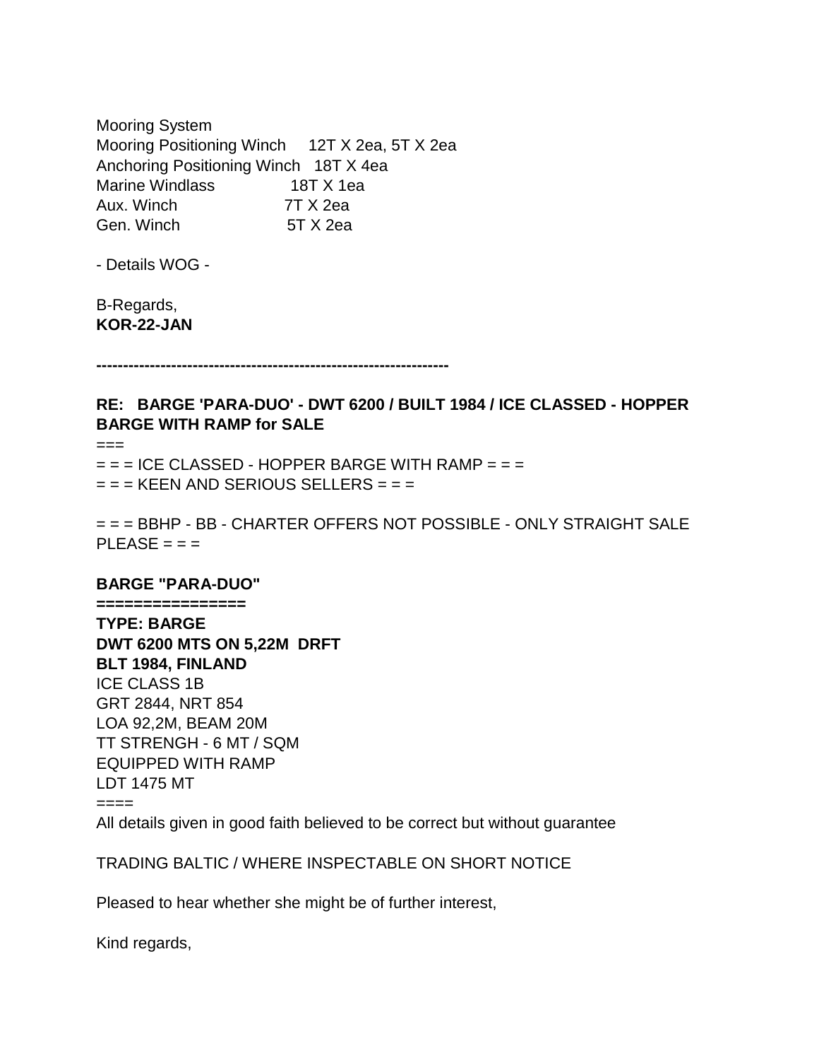Mooring System
Mooring Positioning Winch 12T X 2ea, 5T X 2ea
Anchoring Positioning Winch 18T X 4ea
Marine Windlass 18T X 1ea
Aux. Winch 7T X 2ea
Gen. Winch 5T X 2ea

- Details WOG -

B-Regards,
**KOR-22-JAN**

**------------------------------------------------------------------**

**RE: BARGE 'PARA-DUO' - DWT 6200 / BUILT 1984 / ICE CLASSED - HOPPER BARGE WITH RAMP for SALE**

===
= = = ICE CLASSED - HOPPER BARGE WITH RAMP = = =
= = = KEEN AND SERIOUS SELLERS = = =

= = = BBHP - BB - CHARTER OFFERS NOT POSSIBLE - ONLY STRAIGHT SALE PLEASE = = =

**BARGE "PARA-DUO"**
**===============**
**TYPE: BARGE**
**DWT 6200 MTS ON 5,22M DRFT**
**BLT 1984, FINLAND**
ICE CLASS 1B
GRT 2844, NRT 854
LOA 92,2M, BEAM 20M
TT STRENGH - 6 MT / SQM
EQUIPPED WITH RAMP
LDT 1475 MT
====
All details given in good faith believed to be correct but without guarantee

TRADING BALTIC / WHERE INSPECTABLE ON SHORT NOTICE

Pleased to hear whether she might be of further interest,

Kind regards,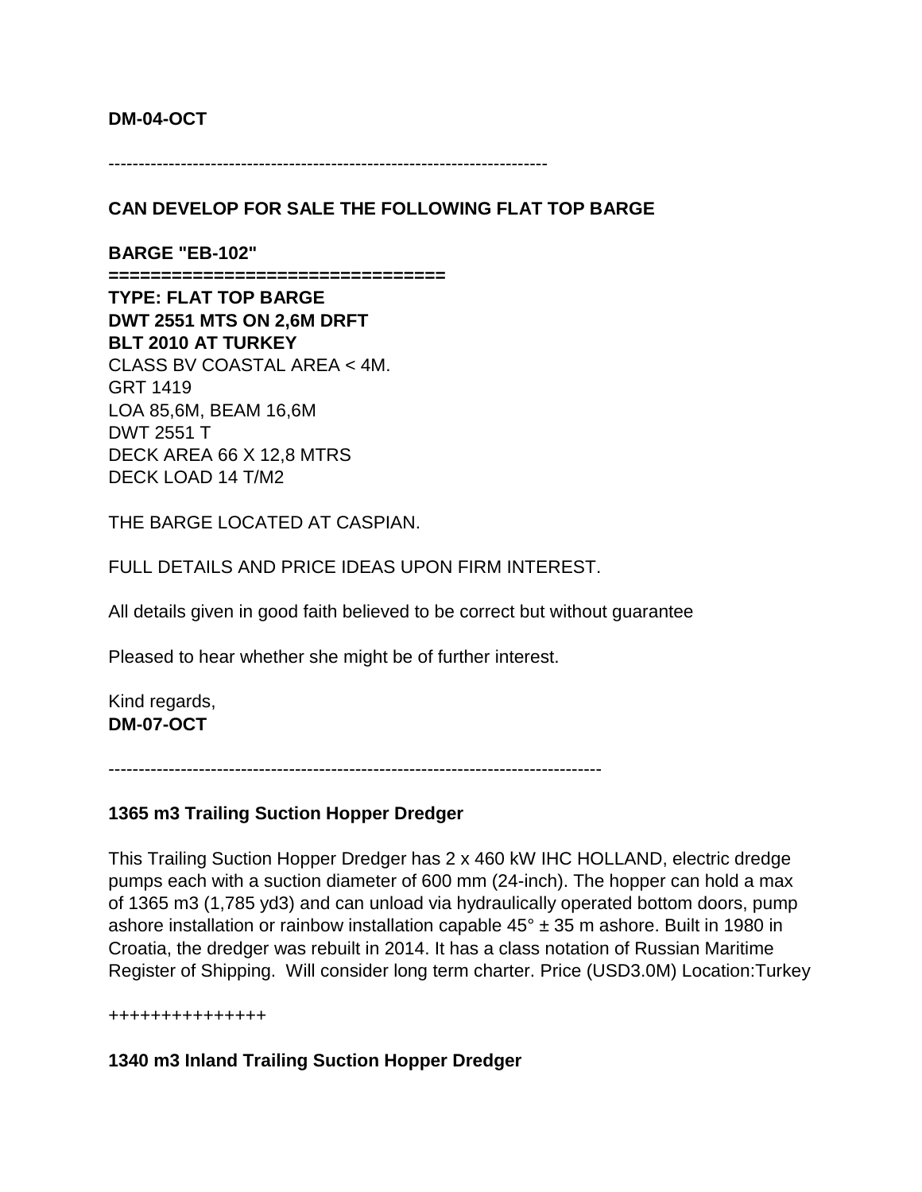**DM-04-OCT**

------------------------------------------------------------------------

**CAN DEVELOP FOR SALE THE FOLLOWING FLAT TOP BARGE**

**BARGE "EB-102"**
**================================**
**TYPE: FLAT TOP BARGE**
**DWT 2551 MTS ON 2,6M DRFT**
**BLT 2010 AT TURKEY**
CLASS BV COASTAL AREA < 4M.
GRT 1419
LOA 85,6M, BEAM 16,6M
DWT 2551 T
DECK AREA 66 X 12,8 MTRS
DECK LOAD 14 T/M2

THE BARGE LOCATED AT CASPIAN.

FULL DETAILS AND PRICE IDEAS UPON FIRM INTEREST.

All details given in good faith believed to be correct but without guarantee

Pleased to hear whether she might be of further interest.

Kind regards,
**DM-07-OCT**

--------------------------------------------------------------------------------

**1365 m3 Trailing Suction Hopper Dredger**

This Trailing Suction Hopper Dredger has 2 x 460 kW IHC HOLLAND, electric dredge pumps each with a suction diameter of 600 mm (24-inch). The hopper can hold a max of 1365 m3 (1,785 yd3) and can unload via hydraulically operated bottom doors, pump ashore installation or rainbow installation capable 45° ± 35 m ashore. Built in 1980 in Croatia, the dredger was rebuilt in 2014. It has a class notation of Russian Maritime Register of Shipping. Will consider long term charter. Price (USD3.0M) Location:Turkey

+++++++++++++++

**1340 m3 Inland Trailing Suction Hopper Dredger**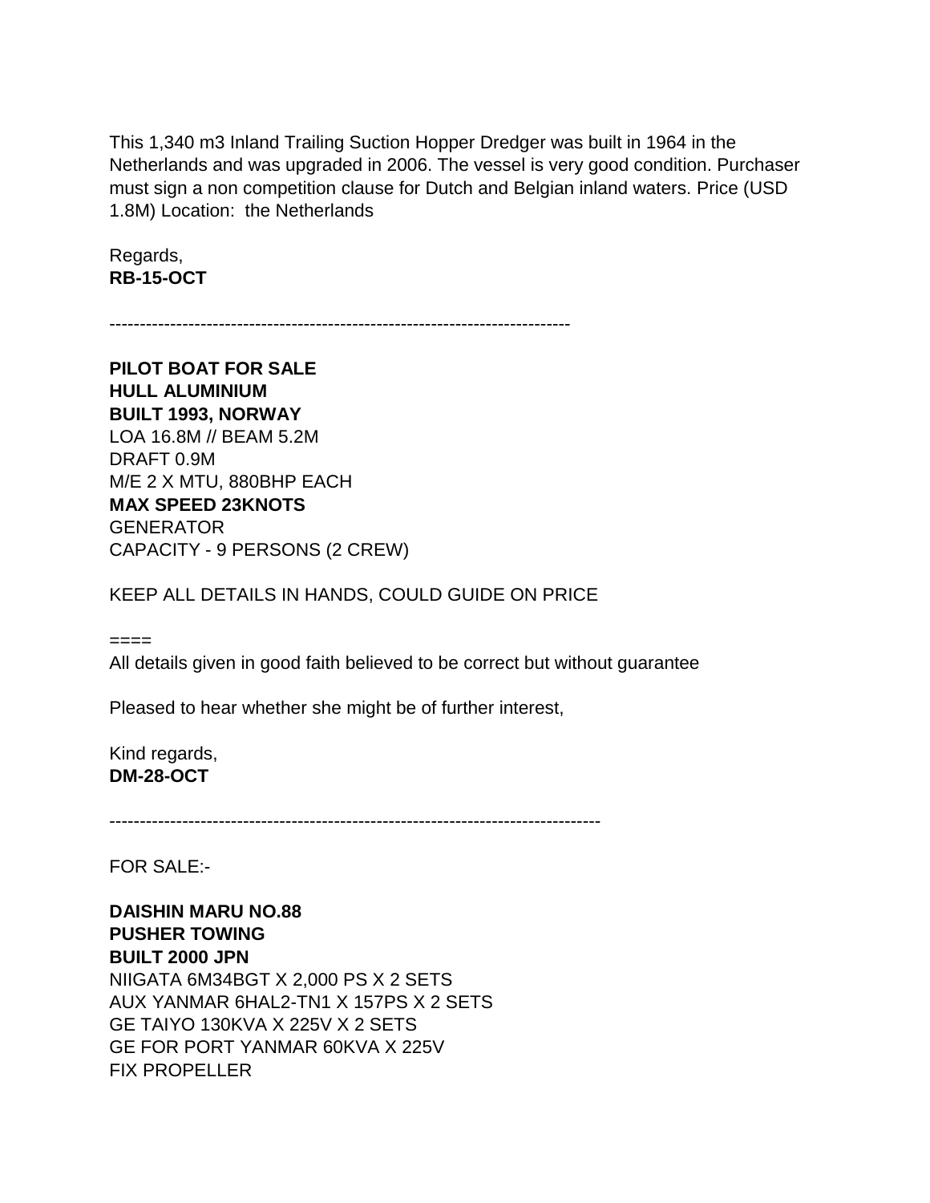This 1,340 m3 Inland Trailing Suction Hopper Dredger was built in 1964 in the Netherlands and was upgraded in 2006. The vessel is very good condition. Purchaser must sign a non competition clause for Dutch and Belgian inland waters. Price (USD 1.8M) Location:  the Netherlands

Regards,
**RB-15-OCT**

---------------------------------------------------------------------------

**PILOT BOAT FOR SALE**
**HULL ALUMINIUM**
**BUILT 1993, NORWAY**
LOA 16.8M // BEAM 5.2M
DRAFT 0.9M
M/E 2 X MTU, 880BHP EACH
**MAX SPEED 23KNOTS**
GENERATOR
CAPACITY - 9 PERSONS (2 CREW)

KEEP ALL DETAILS IN HANDS, COULD GUIDE ON PRICE

====
All details given in good faith believed to be correct but without guarantee

Pleased to hear whether she might be of further interest,

Kind regards,
**DM-28-OCT**

---------------------------------------------------------------------------------

FOR SALE:-

**DAISHIN MARU NO.88**
**PUSHER TOWING**
**BUILT 2000 JPN**
NIIGATA 6M34BGT X 2,000 PS X 2 SETS
AUX YANMAR 6HAL2-TN1 X 157PS X 2 SETS
GE TAIYO 130KVA X 225V X 2 SETS
GE FOR PORT YANMAR 60KVA X 225V
FIX PROPELLER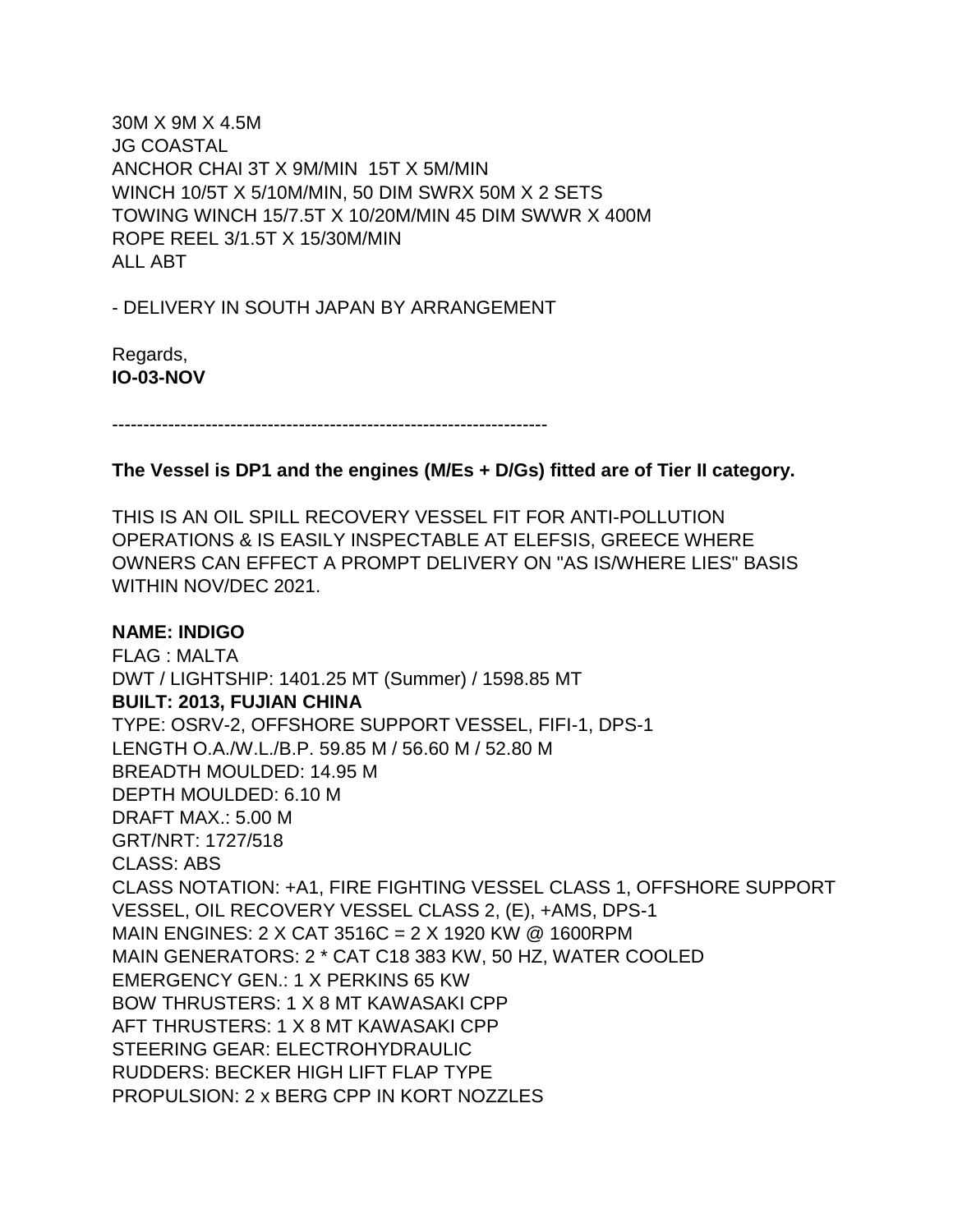30M X 9M X 4.5M
JG COASTAL
ANCHOR CHAI 3T X 9M/MIN 15T X 5M/MIN
WINCH 10/5T X 5/10M/MIN, 50 DIM SWRX 50M X 2 SETS
TOWING WINCH 15/7.5T X 10/20M/MIN 45 DIM SWWR X 400M
ROPE REEL 3/1.5T X 15/30M/MIN
ALL ABT

- DELIVERY IN SOUTH JAPAN BY ARRANGEMENT

Regards,
**IO-03-NOV**

---

**The Vessel is DP1 and the engines (M/Es + D/Gs) fitted are of Tier II category.**

THIS IS AN OIL SPILL RECOVERY VESSEL FIT FOR ANTI-POLLUTION OPERATIONS & IS EASILY INSPECTABLE AT ELEFSIS, GREECE WHERE OWNERS CAN EFFECT A PROMPT DELIVERY ON "AS IS/WHERE LIES" BASIS WITHIN NOV/DEC 2021.

**NAME: INDIGO**
FLAG : MALTA
DWT / LIGHTSHIP: 1401.25 MT (Summer) / 1598.85 MT
**BUILT: 2013, FUJIAN CHINA**
TYPE: OSRV-2, OFFSHORE SUPPORT VESSEL, FIFI-1, DPS-1
LENGTH O.A./W.L./B.P. 59.85 M / 56.60 M / 52.80 M
BREADTH MOULDED: 14.95 M
DEPTH MOULDED: 6.10 M
DRAFT MAX.: 5.00 M
GRT/NRT: 1727/518
CLASS: ABS
CLASS NOTATION: +A1, FIRE FIGHTING VESSEL CLASS 1, OFFSHORE SUPPORT VESSEL, OIL RECOVERY VESSEL CLASS 2, (E), +AMS, DPS-1
MAIN ENGINES: 2 X CAT 3516C = 2 X 1920 KW @ 1600RPM
MAIN GENERATORS: 2 * CAT C18 383 KW, 50 HZ, WATER COOLED
EMERGENCY GEN.: 1 X PERKINS 65 KW
BOW THRUSTERS: 1 X 8 MT KAWASAKI CPP
AFT THRUSTERS: 1 X 8 MT KAWASAKI CPP
STEERING GEAR: ELECTROHYDRAULIC
RUDDERS: BECKER HIGH LIFT FLAP TYPE
PROPULSION: 2 x BERG CPP IN KORT NOZZLES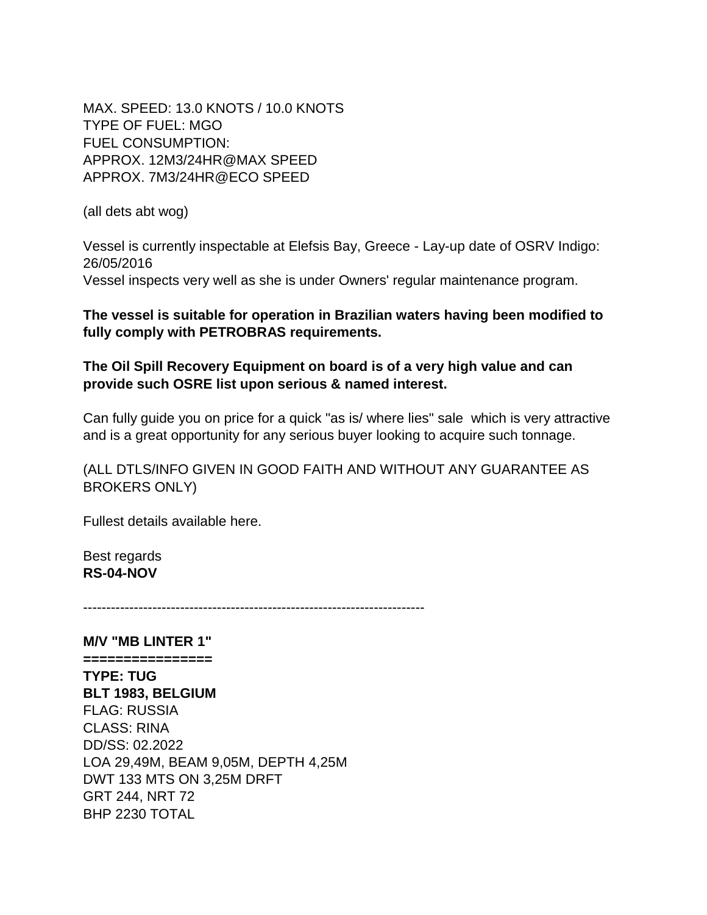MAX. SPEED: 13.0 KNOTS / 10.0 KNOTS
TYPE OF FUEL: MGO
FUEL CONSUMPTION:
APPROX. 12M3/24HR@MAX SPEED
APPROX. 7M3/24HR@ECO SPEED

(all dets abt wog)

Vessel is currently inspectable at Elefsis Bay, Greece - Lay-up date of OSRV Indigo: 26/05/2016
Vessel inspects very well as she is under Owners' regular maintenance program.

**The vessel is suitable for operation in Brazilian waters having been modified to fully comply with PETROBRAS requirements.**

**The Oil Spill Recovery Equipment on board is of a very high value and can provide such OSRE list upon serious & named interest.**

Can fully guide you on price for a quick "as is/ where lies" sale which is very attractive and is a great opportunity for any serious buyer looking to acquire such tonnage.

(ALL DTLS/INFO GIVEN IN GOOD FAITH AND WITHOUT ANY GUARANTEE AS BROKERS ONLY)

Fullest details available here.

Best regards
**RS-04-NOV**

---

**M/V "MB LINTER 1"**
**===============**
**TYPE: TUG**
**BLT 1983, BELGIUM**
FLAG: RUSSIA
CLASS: RINA
DD/SS: 02.2022
LOA 29,49M, BEAM 9,05M, DEPTH 4,25M
DWT 133 MTS ON 3,25M DRFT
GRT 244, NRT 72
BHP 2230 TOTAL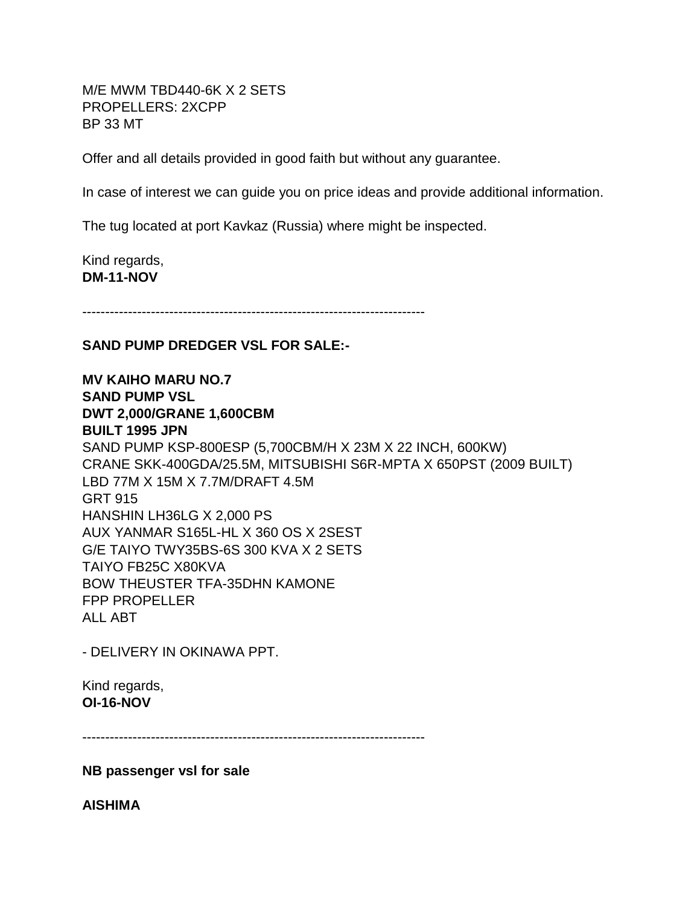M/E MWM TBD440-6K X 2 SETS
PROPELLERS: 2XCPP
BP 33 MT

Offer and all details provided in good faith but without any guarantee.

In case of interest we can guide you on price ideas and provide additional information.

The tug located at port Kavkaz (Russia) where might be inspected.

Kind regards,
**DM-11-NOV**

---------------------------------------------------------------------------

**SAND PUMP DREDGER VSL FOR SALE:-**

**MV KAIHO MARU NO.7**
**SAND PUMP VSL**
**DWT 2,000/GRANE 1,600CBM**
**BUILT 1995 JPN**
SAND PUMP KSP-800ESP (5,700CBM/H X 23M X 22 INCH, 600KW)
CRANE SKK-400GDA/25.5M, MITSUBISHI S6R-MPTA X 650PST (2009 BUILT)
LBD 77M X 15M X 7.7M/DRAFT 4.5M
GRT 915
HANSHIN LH36LG X 2,000 PS
AUX YANMAR S165L-HL X 360 OS X 2SEST
G/E TAIYO TWY35BS-6S 300 KVA X 2 SETS
TAIYO FB25C X80KVA
BOW THEUSTER TFA-35DHN KAMONE
FPP PROPELLER
ALL ABT

- DELIVERY IN OKINAWA PPT.

Kind regards,
**OI-16-NOV**

---------------------------------------------------------------------------

**NB passenger vsl for sale**

**AISHIMA**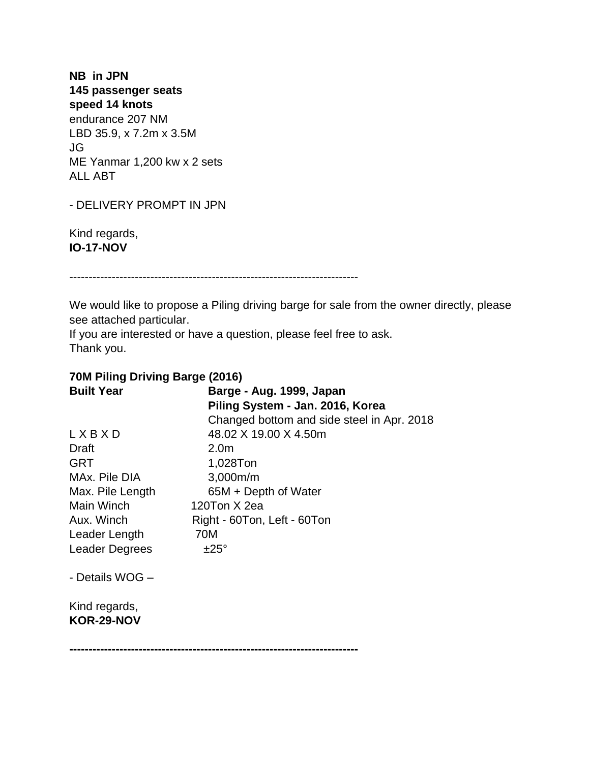**NB in JPN**
**145 passenger seats**
**speed 14 knots**
endurance 207 NM
LBD 35.9, x 7.2m x 3.5M
JG
ME Yanmar 1,200 kw x 2 sets
ALL ABT

- DELIVERY PROMPT IN JPN

Kind regards,
**IO-17-NOV**

---

We would like to propose a Piling driving barge for sale from the owner directly, please see attached particular.
If you are interested or have a question, please feel free to ask.
Thank you.

**70M Piling Driving Barge (2016)**

| | |
|---|---|
| **Built Year** | **Barge - Aug. 1999, Japan** |
| | **Piling System - Jan. 2016, Korea** |
| | Changed bottom and side steel in Apr. 2018 |
| L X B X D | 48.02 X 19.00 X 4.50m |
| Draft | 2.0m |
| GRT | 1,028Ton |
| MAx. Pile DIA | 3,000m/m |
| Max. Pile Length | 65M + Depth of Water |
| Main Winch | 120Ton X 2ea |
| Aux. Winch | Right - 60Ton, Left - 60Ton |
| Leader Length | 70M |
| Leader Degrees | ±25° |

- Details WOG –

Kind regards,
**KOR-29-NOV**

---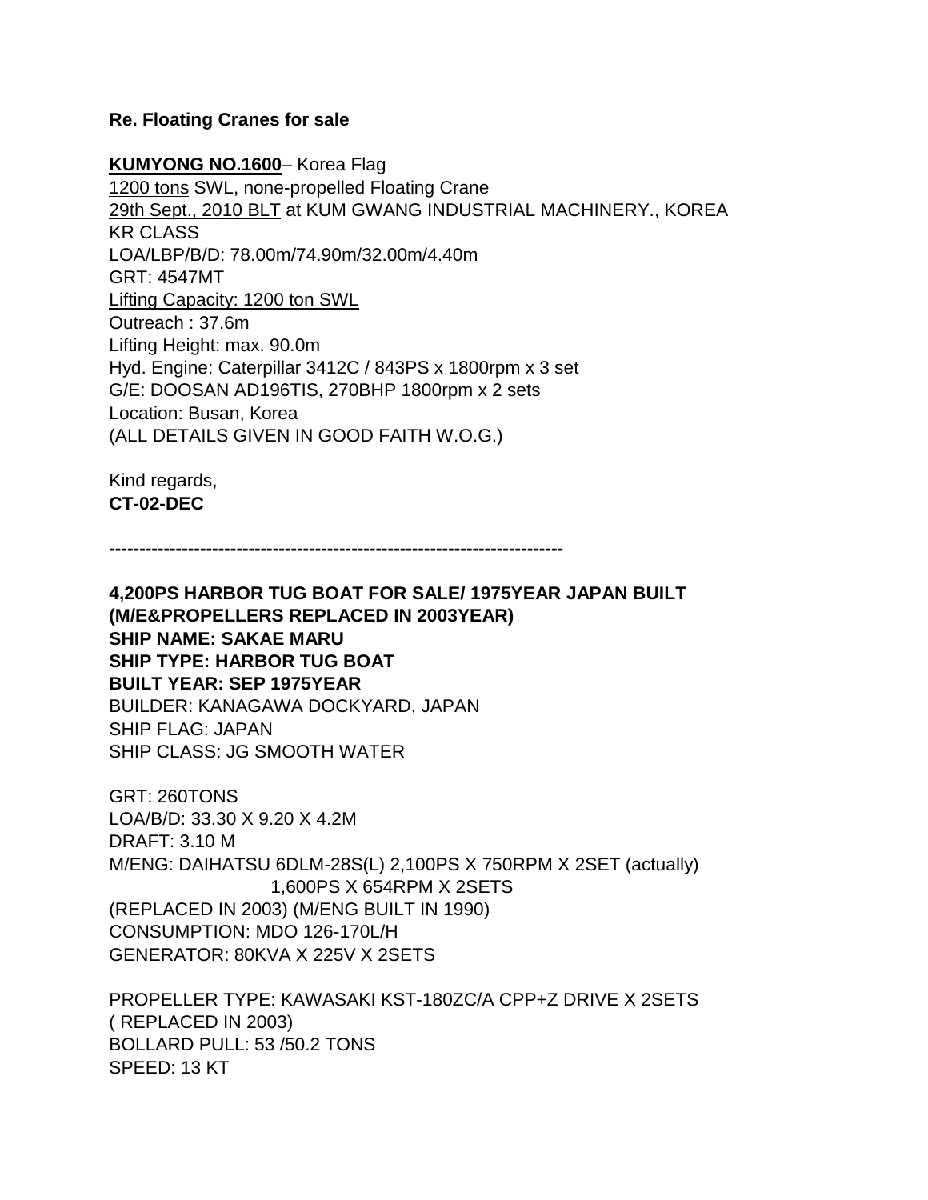**Re. Floating Cranes for sale**

**KUMYONG NO.1600**– Korea Flag
1200 tons SWL, none-propelled Floating Crane
29th Sept., 2010 BLT at KUM GWANG INDUSTRIAL MACHINERY., KOREA
KR CLASS
LOA/LBP/B/D: 78.00m/74.90m/32.00m/4.40m
GRT: 4547MT
Lifting Capacity: 1200 ton SWL
Outreach : 37.6m
Lifting Height: max. 90.0m
Hyd. Engine: Caterpillar 3412C / 843PS x 1800rpm x 3 set
G/E: DOOSAN AD196TIS, 270BHP 1800rpm x 2 sets
Location: Busan, Korea
(ALL DETAILS GIVEN IN GOOD FAITH W.O.G.)

Kind regards,
**CT-02-DEC**

**---------------------------------------------------------------------------**

**4,200PS HARBOR TUG BOAT FOR SALE/ 1975YEAR JAPAN BUILT (M/E&PROPELLERS REPLACED IN 2003YEAR)**
**SHIP NAME: SAKAE MARU**
**SHIP TYPE: HARBOR TUG BOAT**
**BUILT YEAR: SEP 1975YEAR**
BUILDER: KANAGAWA DOCKYARD, JAPAN
SHIP FLAG: JAPAN
SHIP CLASS: JG SMOOTH WATER

GRT: 260TONS
LOA/B/D: 33.30 X 9.20 X 4.2M
DRAFT: 3.10 M
M/ENG: DAIHATSU 6DLM-28S(L) 2,100PS X 750RPM X 2SET (actually)
1,600PS X 654RPM X 2SETS
(REPLACED IN 2003) (M/ENG BUILT IN 1990)
CONSUMPTION: MDO 126-170L/H
GENERATOR: 80KVA X 225V X 2SETS

PROPELLER TYPE: KAWASAKI KST-180ZC/A CPP+Z DRIVE X 2SETS
( REPLACED IN 2003)
BOLLARD PULL: 53 /50.2 TONS
SPEED: 13 KT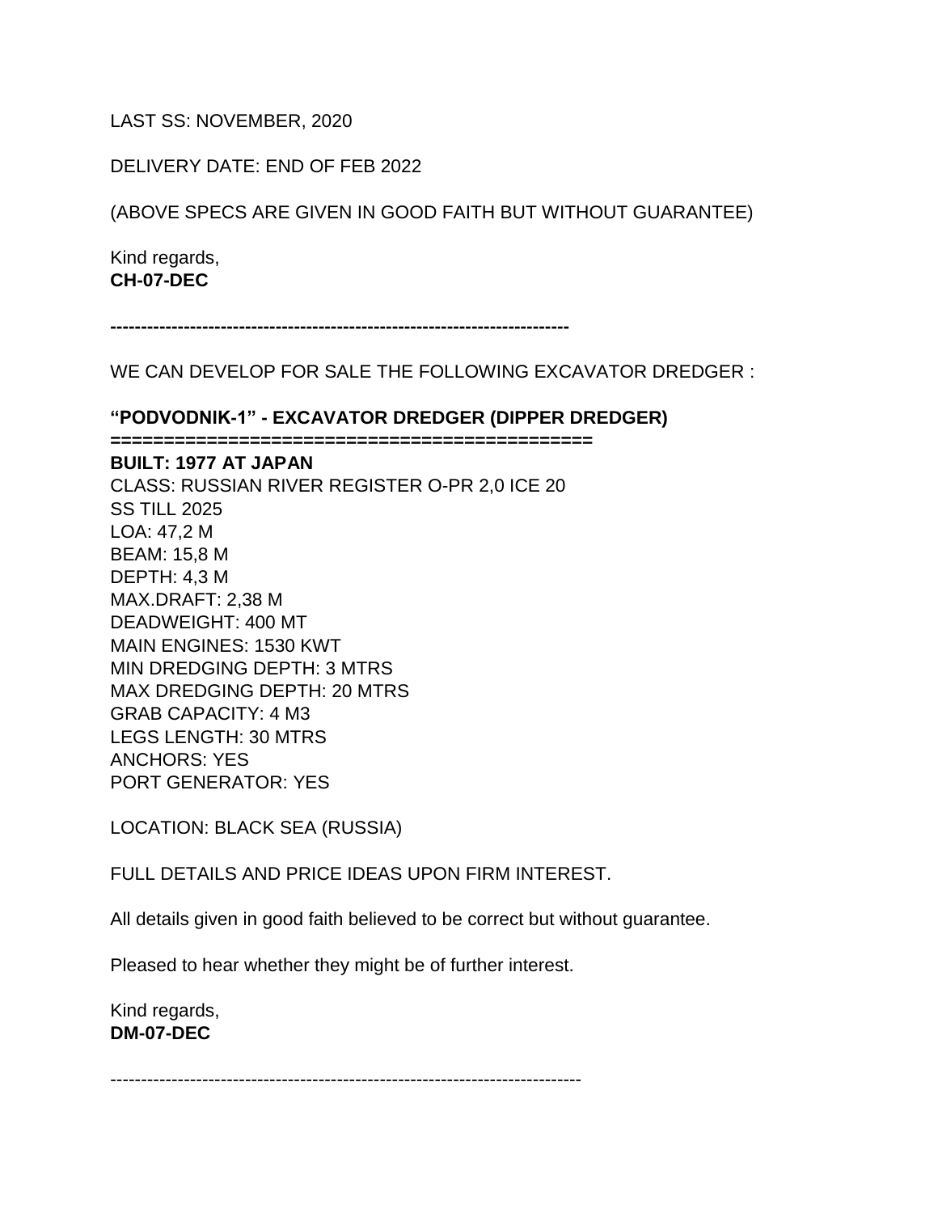LAST SS: NOVEMBER, 2020

DELIVERY DATE: END OF FEB 2022

(ABOVE SPECS ARE GIVEN IN GOOD FAITH BUT WITHOUT GUARANTEE)

Kind regards,
**CH-07-DEC**

**--------------------------------------------------------------------------**

WE CAN DEVELOP FOR SALE THE FOLLOWING EXCAVATOR DREDGER :

**“PODVODNIK-1” - EXCAVATOR DREDGER (DIPPER DREDGER)**
**============================================**
**BUILT: 1977 AT JAPAN**
CLASS: RUSSIAN RIVER REGISTER O-PR 2,0 ICE 20
SS TILL 2025
LOA: 47,2 M
BEAM: 15,8 M
DEPTH: 4,3 M
MAX.DRAFT: 2,38 M
DEADWEIGHT: 400 MT
MAIN ENGINES: 1530 KWT
MIN DREDGING DEPTH: 3 MTRS
MAX DREDGING DEPTH: 20 MTRS
GRAB CAPACITY: 4 M3
LEGS LENGTH: 30 MTRS
ANCHORS: YES
PORT GENERATOR: YES

LOCATION: BLACK SEA (RUSSIA)

FULL DETAILS AND PRICE IDEAS UPON FIRM INTEREST.

All details given in good faith believed to be correct but without guarantee.

Pleased to hear whether they might be of further interest.

Kind regards,
**DM-07-DEC**

---------------------------------------------------------------------------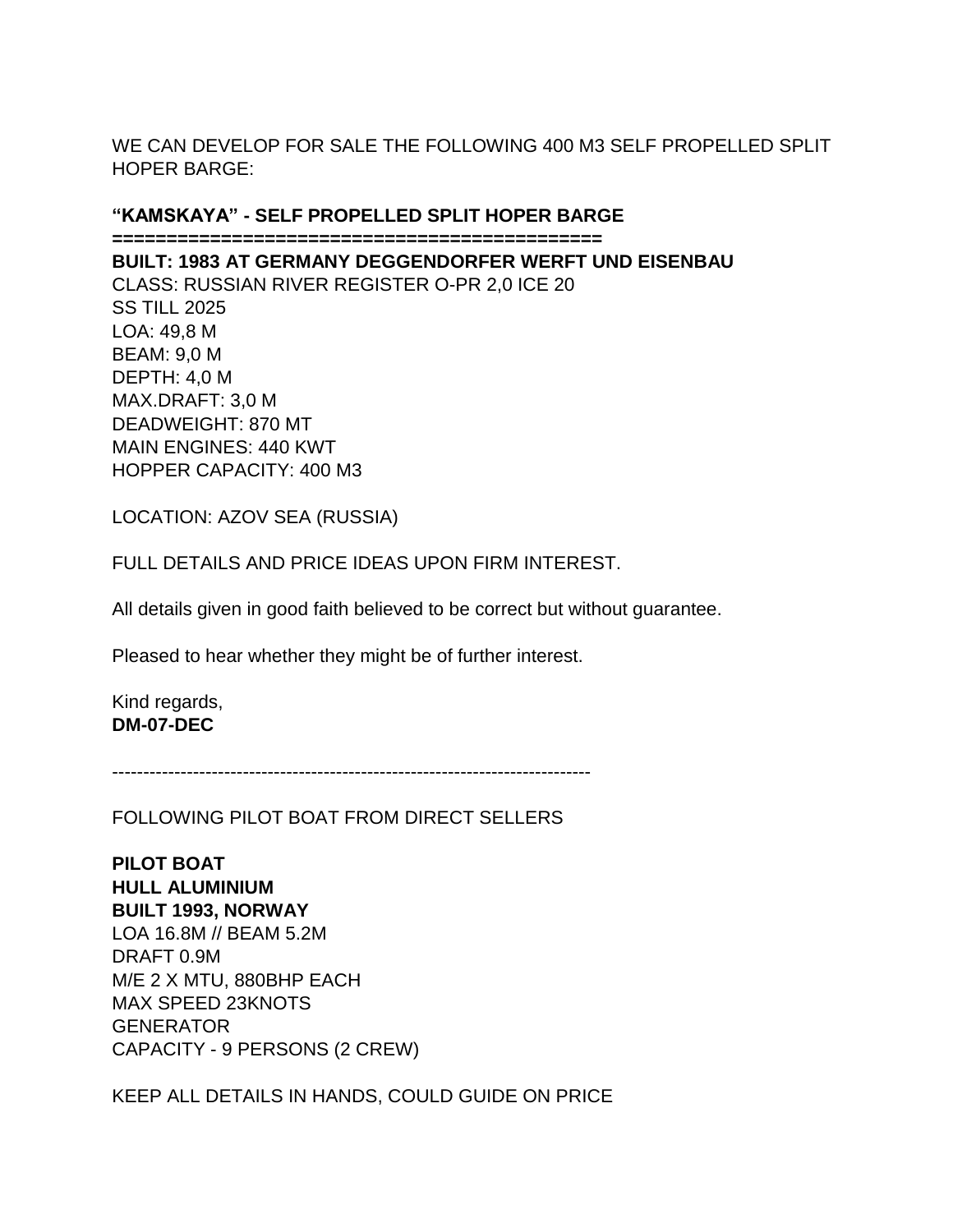WE CAN DEVELOP FOR SALE THE FOLLOWING 400 M3 SELF PROPELLED SPLIT HOPER BARGE:

**“KAMSKAYA” - SELF PROPELLED SPLIT HOPER BARGE**
**============================================**
**BUILT: 1983 AT GERMANY DEGGENDORFER WERFT UND EISENBAU**
CLASS: RUSSIAN RIVER REGISTER O-PR 2,0 ICE 20
SS TILL 2025
LOA: 49,8 M
BEAM: 9,0 M
DEPTH: 4,0 M
MAX.DRAFT: 3,0 M
DEADWEIGHT: 870 MT
MAIN ENGINES: 440 KWT
HOPPER CAPACITY: 400 M3

LOCATION: AZOV SEA (RUSSIA)

FULL DETAILS AND PRICE IDEAS UPON FIRM INTEREST.

All details given in good faith believed to be correct but without guarantee.

Pleased to hear whether they might be of further interest.

Kind regards,
**DM-07-DEC**

---

FOLLOWING PILOT BOAT FROM DIRECT SELLERS

**PILOT BOAT**
**HULL ALUMINIUM**
**BUILT 1993, NORWAY**
LOA 16.8M // BEAM 5.2M
DRAFT 0.9M
M/E 2 X MTU, 880BHP EACH
MAX SPEED 23KNOTS
GENERATOR
CAPACITY - 9 PERSONS (2 CREW)

KEEP ALL DETAILS IN HANDS, COULD GUIDE ON PRICE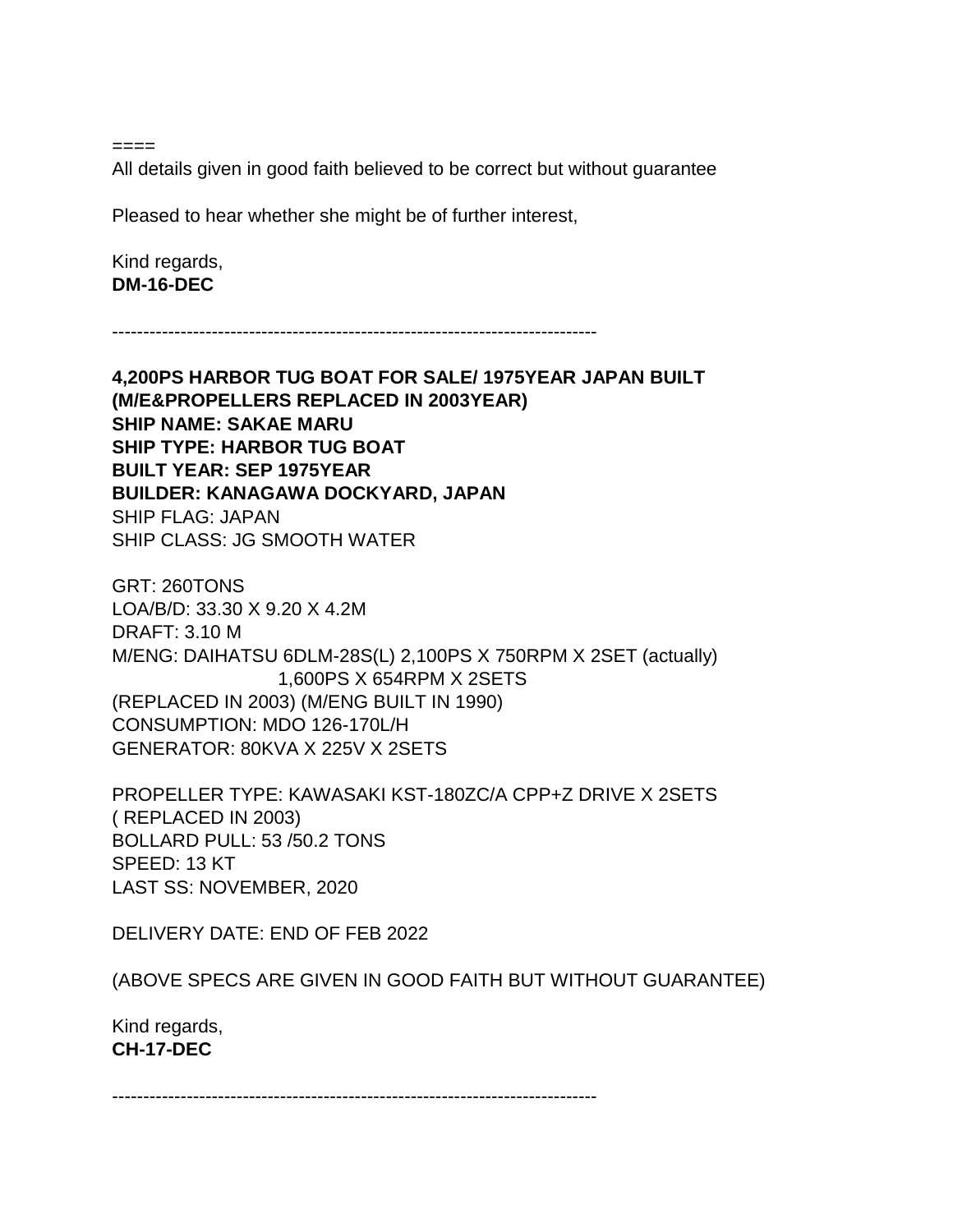====

All details given in good faith believed to be correct but without guarantee

Pleased to hear whether she might be of further interest,

Kind regards,
**DM-16-DEC**

--------------------------------------------------------------------------------

**4,200PS HARBOR TUG BOAT FOR SALE/ 1975YEAR JAPAN BUILT**
**(M/E&PROPELLERS REPLACED IN 2003YEAR)**
**SHIP NAME: SAKAE MARU**
**SHIP TYPE: HARBOR TUG BOAT**
**BUILT YEAR: SEP 1975YEAR**
**BUILDER: KANAGAWA DOCKYARD, JAPAN**
SHIP FLAG: JAPAN
SHIP CLASS: JG SMOOTH WATER

GRT: 260TONS
LOA/B/D: 33.30 X 9.20 X 4.2M
DRAFT: 3.10 M
M/ENG: DAIHATSU 6DLM-28S(L) 2,100PS X 750RPM X 2SET (actually)
1,600PS X 654RPM X 2SETS
(REPLACED IN 2003) (M/ENG BUILT IN 1990)
CONSUMPTION: MDO 126-170L/H
GENERATOR: 80KVA X 225V X 2SETS

PROPELLER TYPE: KAWASAKI KST-180ZC/A CPP+Z DRIVE X 2SETS
( REPLACED IN 2003)
BOLLARD PULL: 53 /50.2 TONS
SPEED: 13 KT
LAST SS: NOVEMBER, 2020

DELIVERY DATE: END OF FEB 2022

(ABOVE SPECS ARE GIVEN IN GOOD FAITH BUT WITHOUT GUARANTEE)

Kind regards,
**CH-17-DEC**

--------------------------------------------------------------------------------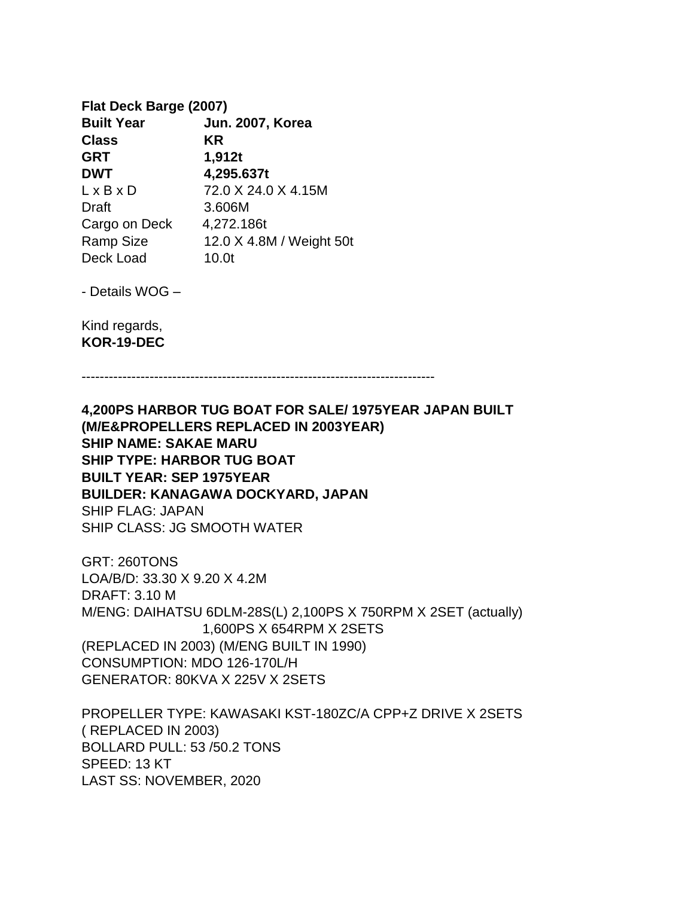**Flat Deck Barge (2007)**

| | |
|---|---|
| **Built Year** | **Jun. 2007, Korea** |
| **Class** | **KR** |
| **GRT** | **1,912t** |
| **DWT** | **4,295.637t** |
| L x B x D | 72.0 X 24.0 X 4.15M |
| Draft | 3.606M |
| Cargo on Deck | 4,272.186t |
| Ramp Size | 12.0 X 4.8M / Weight 50t |
| Deck Load | 10.0t |

- Details WOG –

Kind regards,
**KOR-19-DEC**

---

**4,200PS HARBOR TUG BOAT FOR SALE/ 1975YEAR JAPAN BUILT (M/E&PROPELLERS REPLACED IN 2003YEAR)**
**SHIP NAME: SAKAE MARU**
**SHIP TYPE: HARBOR TUG BOAT**
**BUILT YEAR: SEP 1975YEAR**
**BUILDER: KANAGAWA DOCKYARD, JAPAN**
SHIP FLAG: JAPAN
SHIP CLASS: JG SMOOTH WATER

GRT: 260TONS
LOA/B/D: 33.30 X 9.20 X 4.2M
DRAFT: 3.10 M
M/ENG: DAIHATSU 6DLM-28S(L) 2,100PS X 750RPM X 2SET (actually)
1,600PS X 654RPM X 2SETS
(REPLACED IN 2003) (M/ENG BUILT IN 1990)
CONSUMPTION: MDO 126-170L/H
GENERATOR: 80KVA X 225V X 2SETS

PROPELLER TYPE: KAWASAKI KST-180ZC/A CPP+Z DRIVE X 2SETS
( REPLACED IN 2003)
BOLLARD PULL: 53 /50.2 TONS
SPEED: 13 KT
LAST SS: NOVEMBER, 2020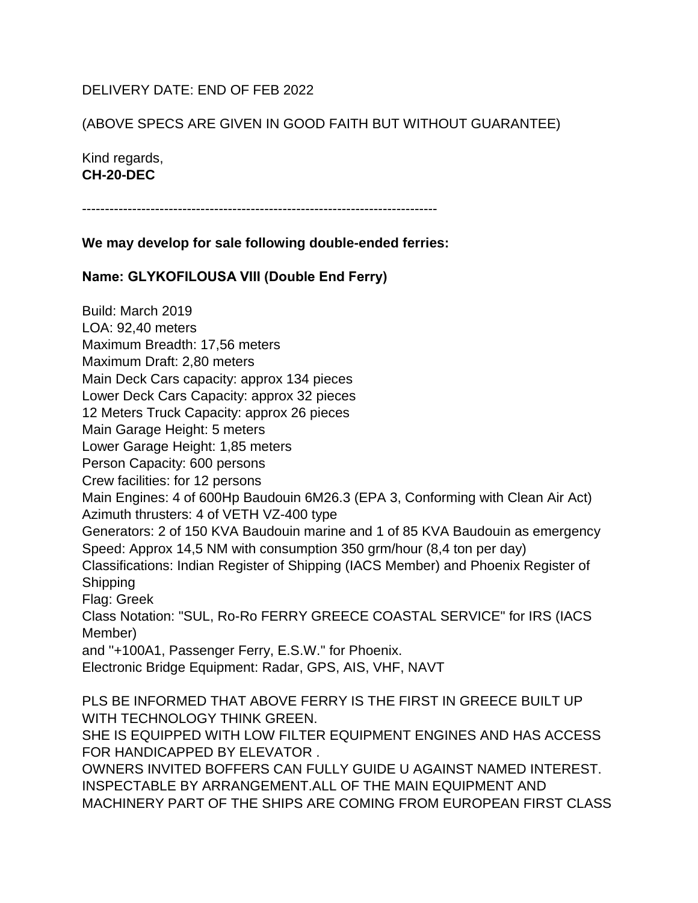DELIVERY DATE: END OF FEB 2022

(ABOVE SPECS ARE GIVEN IN GOOD FAITH BUT WITHOUT GUARANTEE)

Kind regards,
**CH-20-DEC**

-----------------------------------------------------------------------------

**We may develop for sale following double-ended ferries:**

**Name: GLYKOFILOUSA VIII (Double End Ferry)**

Build: March 2019
LOA: 92,40 meters
Maximum Breadth: 17,56 meters
Maximum Draft: 2,80 meters
Main Deck Cars capacity: approx 134 pieces
Lower Deck Cars Capacity: approx 32 pieces
12 Meters Truck Capacity: approx 26 pieces
Main Garage Height: 5 meters
Lower Garage Height: 1,85 meters
Person Capacity: 600 persons
Crew facilities: for 12 persons
Main Engines: 4 of 600Hp Baudouin 6M26.3 (EPA 3, Conforming with Clean Air Act)
Azimuth thrusters: 4 of VETH VZ-400 type
Generators: 2 of 150 KVA Baudouin marine and 1 of 85 KVA Baudouin as emergency
Speed: Approx 14,5 NM with consumption 350 grm/hour (8,4 ton per day)
Classifications: Indian Register of Shipping (IACS Member) and Phoenix Register of Shipping
Flag: Greek
Class Notation: "SUL, Ro-Ro FERRY GREECE COASTAL SERVICE" for IRS (IACS Member)
and "+100A1, Passenger Ferry, E.S.W." for Phoenix.
Electronic Bridge Equipment: Radar, GPS, AIS, VHF, NAVT

PLS BE INFORMED THAT ABOVE FERRY IS THE FIRST IN GREECE BUILT UP WITH TECHNOLOGY THINK GREEN.
SHE IS EQUIPPED WITH LOW FILTER EQUIPMENT ENGINES AND HAS ACCESS FOR HANDICAPPED BY ELEVATOR .
OWNERS INVITED BOFFERS CAN FULLY GUIDE U AGAINST NAMED INTEREST.
INSPECTABLE BY ARRANGEMENT.ALL OF THE MAIN EQUIPMENT AND MACHINERY PART OF THE SHIPS ARE COMING FROM EUROPEAN FIRST CLASS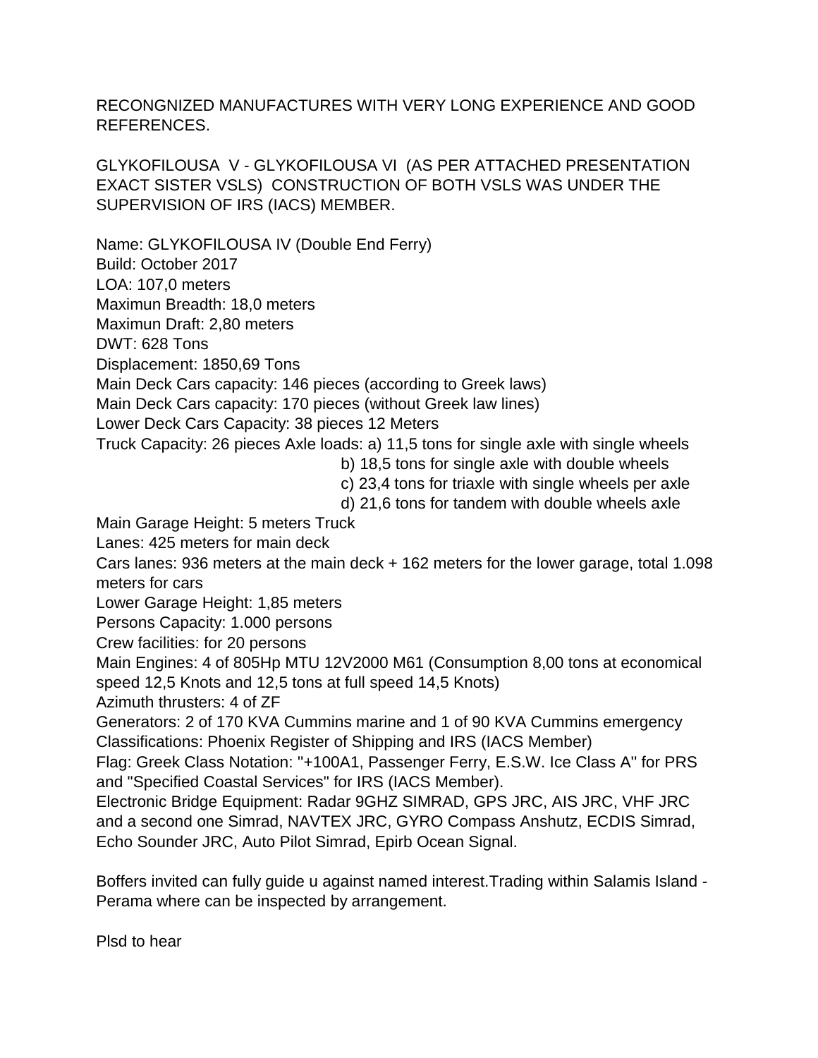RECONGNIZED MANUFACTURES WITH VERY LONG EXPERIENCE AND GOOD REFERENCES.

GLYKOFILOUSA V - GLYKOFILOUSA VI (AS PER ATTACHED PRESENTATION EXACT SISTER VSLS) CONSTRUCTION OF BOTH VSLS WAS UNDER THE SUPERVISION OF IRS (IACS) MEMBER.

Name: GLYKOFILOUSA IV (Double End Ferry)
Build: October 2017
LOA: 107,0 meters
Maximun Breadth: 18,0 meters
Maximun Draft: 2,80 meters
DWT: 628 Tons
Displacement: 1850,69 Tons
Main Deck Cars capacity: 146 pieces (according to Greek laws)
Main Deck Cars capacity: 170 pieces (without Greek law lines)
Lower Deck Cars Capacity: 38 pieces 12 Meters
Truck Capacity: 26 pieces Axle loads: a) 11,5 tons for single axle with single wheels
b) 18,5 tons for single axle with double wheels
c) 23,4 tons for triaxle with single wheels per axle
d) 21,6 tons for tandem with double wheels axle
Main Garage Height: 5 meters Truck
Lanes: 425 meters for main deck
Cars lanes: 936 meters at the main deck + 162 meters for the lower garage, total 1.098 meters for cars
Lower Garage Height: 1,85 meters
Persons Capacity: 1.000 persons
Crew facilities: for 20 persons
Main Engines: 4 of 805Hp MTU 12V2000 M61 (Consumption 8,00 tons at economical speed 12,5 Knots and 12,5 tons at full speed 14,5 Knots)
Azimuth thrusters: 4 of ZF
Generators: 2 of 170 KVA Cummins marine and 1 of 90 KVA Cummins emergency
Classifications: Phoenix Register of Shipping and IRS (IACS Member)
Flag: Greek Class Notation: "+100A1, Passenger Ferry, E.S.W. Ice Class A" for PRS and "Specified Coastal Services" for IRS (IACS Member).
Electronic Bridge Equipment: Radar 9GHZ SIMRAD, GPS JRC, AIS JRC, VHF JRC and a second one Simrad, NAVTEX JRC, GYRO Compass Anshutz, ECDIS Simrad, Echo Sounder JRC, Auto Pilot Simrad, Epirb Ocean Signal.

Boffers invited can fully guide u against named interest.Trading within Salamis Island - Perama where can be inspected by arrangement.

Plsd to hear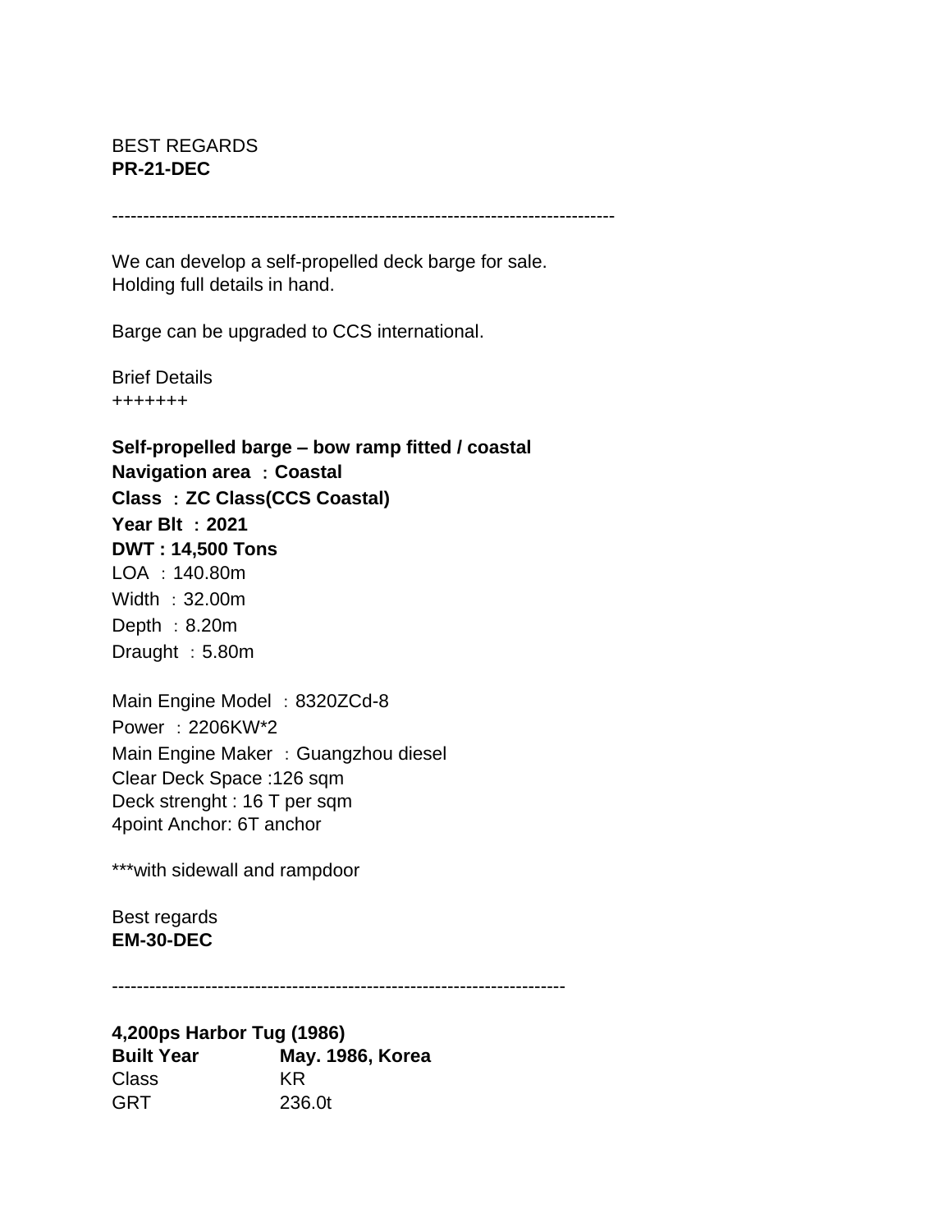BEST REGARDS
**PR-21-DEC**

--------------------------------------------------------------------------------

We can develop a self-propelled deck barge for sale.
Holding full details in hand.

Barge can be upgraded to CCS international.

Brief Details
+++++++

**Self-propelled barge – bow ramp fitted / coastal**
**Navigation area ：Coastal**
**Class ：ZC Class(CCS Coastal)**
**Year Blt ：2021**
**DWT : 14,500 Tons**
LOA ：140.80m
Width ：32.00m
Depth ：8.20m
Draught ：5.80m

Main Engine Model ：8320ZCd-8
Power ：2206KW*2
Main Engine Maker ：Guangzhou diesel
Clear Deck Space :126 sqm
Deck strenght : 16 T per sqm
4point Anchor: 6T anchor

***with sidewall and rampdoor

Best regards
**EM-30-DEC**

------------------------------------------------------------------------

**4,200ps Harbor Tug (1986)**

| **Built Year** | **May. 1986, Korea** |
|---|---|
| Class | KR |
| GRT | 236.0t |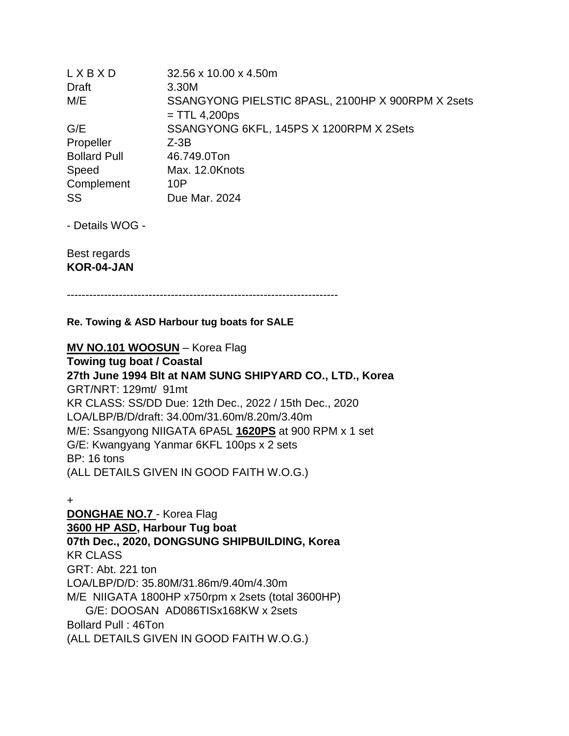| | |
|---|---|
| L X B X D | 32.56 x 10.00 x 4.50m |
| Draft | 3.30M |
| M/E | SSANGYONG PIELSTIC 8PASL, 2100HP X 900RPM X 2sets = TTL 4,200ps |
| G/E | SSANGYONG 6KFL, 145PS X 1200RPM X 2Sets |
| Propeller | Z-3B |
| Bollard Pull | 46.749.0Ton |
| Speed | Max. 12.0Knots |
| Complement | 10P |
| SS | Due Mar. 2024 |

- Details WOG -

Best regards
**KOR-04-JAN**

---

**Re. Towing & ASD Harbour tug boats for SALE**

**MV NO.101 WOOSUN** – Korea Flag
**Towing tug boat / Coastal**
**27th June 1994 Blt at NAM SUNG SHIPYARD CO., LTD., Korea**
GRT/NRT: 129mt/ 91mt
KR CLASS: SS/DD Due: 12th Dec., 2022 / 15th Dec., 2020
LOA/LBP/B/D/draft: 34.00m/31.60m/8.20m/3.40m
M/E: Ssangyong NIIGATA 6PA5L **1620PS** at 900 RPM x 1 set
G/E: Kwangyang Yanmar 6KFL 100ps x 2 sets
BP: 16 tons
(ALL DETAILS GIVEN IN GOOD FAITH W.O.G.)

+

**DONGHAE NO.7** - Korea Flag
**3600 HP ASD, Harbour Tug boat**
**07th Dec., 2020, DONGSUNG SHIPBUILDING, Korea**
KR CLASS
GRT: Abt. 221 ton
LOA/LBP/D/D: 35.80M/31.86m/9.40m/4.30m
M/E NIIGATA 1800HP x750rpm x 2sets (total 3600HP)
G/E: DOOSAN AD086TISx168KW x 2sets
Bollard Pull : 46Ton
(ALL DETAILS GIVEN IN GOOD FAITH W.O.G.)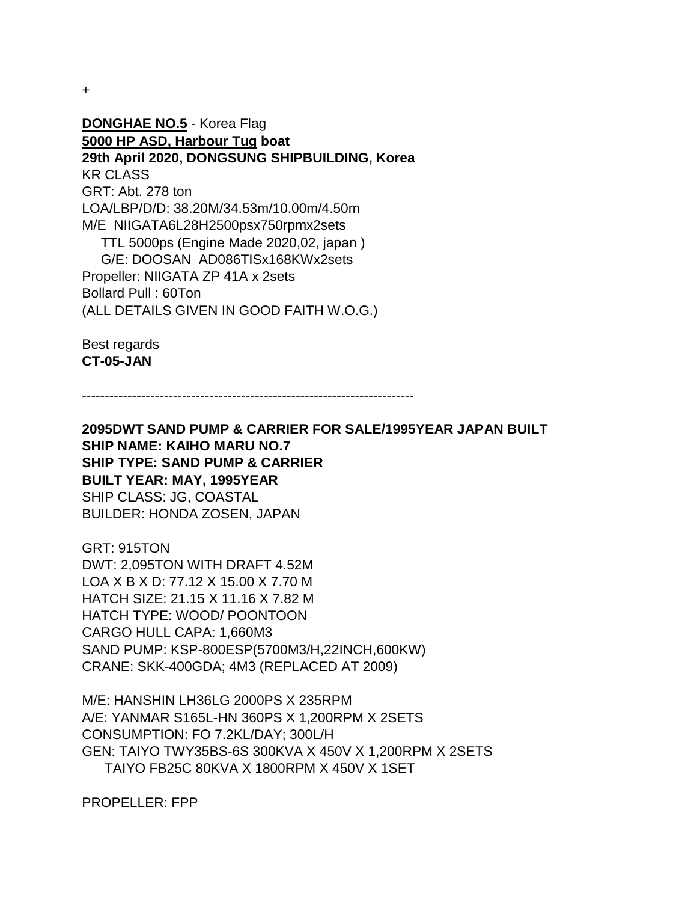+

**<u>DONGHAE NO.5</u>** - Korea Flag
**<u>5000 HP ASD, Harbour Tug</u> boat**
**29th April 2020, DONGSUNG SHIPBUILDING, Korea**
KR CLASS
GRT: Abt. 278 ton
LOA/LBP/D/D: 38.20M/34.53m/10.00m/4.50m
M/E NIIGATA6L28H2500psx750rpmx2sets
TTL 5000ps (Engine Made 2020,02, japan )
G/E: DOOSAN AD086TISx168KWx2sets
Propeller: NIIGATA ZP 41A x 2sets
Bollard Pull : 60Ton
(ALL DETAILS GIVEN IN GOOD FAITH W.O.G.)

Best regards
**CT-05-JAN**

---

**2095DWT SAND PUMP & CARRIER FOR SALE/1995YEAR JAPAN BUILT**
**SHIP NAME: KAIHO MARU NO.7**
**SHIP TYPE: SAND PUMP & CARRIER**
**BUILT YEAR: MAY, 1995YEAR**
SHIP CLASS: JG, COASTAL
BUILDER: HONDA ZOSEN, JAPAN

GRT: 915TON
DWT: 2,095TON WITH DRAFT 4.52M
LOA X B X D: 77.12 X 15.00 X 7.70 M
HATCH SIZE: 21.15 X 11.16 X 7.82 M
HATCH TYPE: WOOD/ POONTOON
CARGO HULL CAPA: 1,660M3
SAND PUMP: KSP-800ESP(5700M3/H,22INCH,600KW)
CRANE: SKK-400GDA; 4M3 (REPLACED AT 2009)

M/E: HANSHIN LH36LG 2000PS X 235RPM
A/E: YANMAR S165L-HN 360PS X 1,200RPM X 2SETS
CONSUMPTION: FO 7.2KL/DAY; 300L/H
GEN: TAIYO TWY35BS-6S 300KVA X 450V X 1,200RPM X 2SETS
TAIYO FB25C 80KVA X 1800RPM X 450V X 1SET

PROPELLER: FPP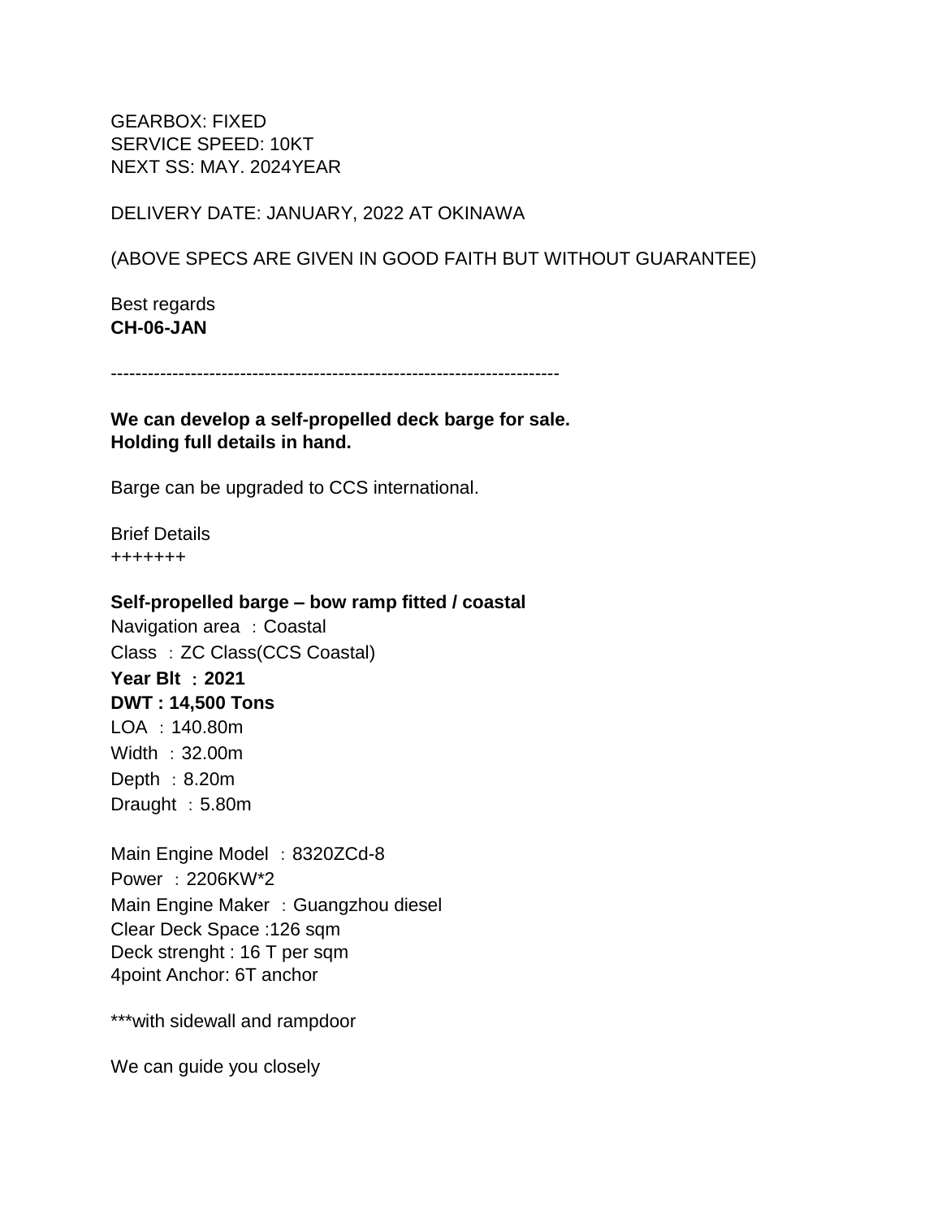GEARBOX: FIXED
SERVICE SPEED: 10KT
NEXT SS: MAY. 2024YEAR

DELIVERY DATE: JANUARY, 2022 AT OKINAWA

(ABOVE SPECS ARE GIVEN IN GOOD FAITH BUT WITHOUT GUARANTEE)

Best regards
**CH-06-JAN**

------------------------------------------------------------------------

**We can develop a self-propelled deck barge for sale.**
**Holding full details in hand.**

Barge can be upgraded to CCS international.

Brief Details
+++++++

**Self-propelled barge – bow ramp fitted / coastal**
Navigation area ：Coastal
Class ：ZC Class(CCS Coastal)
**Year Blt ：2021**
**DWT : 14,500 Tons**
LOA ：140.80m
Width ：32.00m
Depth ：8.20m
Draught ：5.80m

Main Engine Model ：8320ZCd-8
Power ：2206KW*2
Main Engine Maker ：Guangzhou diesel
Clear Deck Space :126 sqm
Deck strenght : 16 T per sqm
4point Anchor: 6T anchor

***with sidewall and rampdoor

We can guide you closely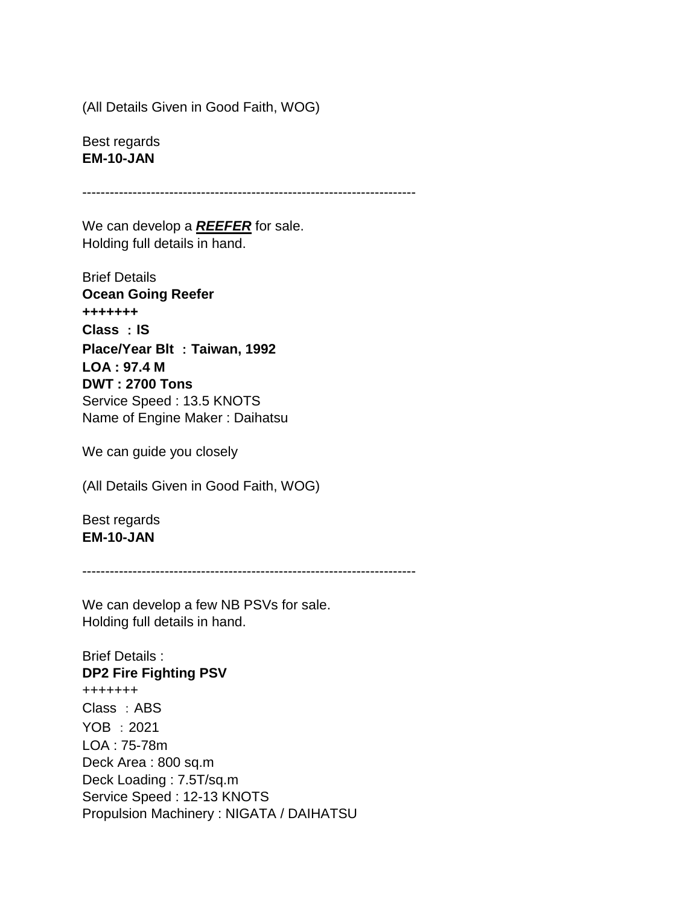(All Details Given in Good Faith, WOG)

Best regards
**EM-10-JAN**

-----------------------------------------------------------------------

We can develop a ***REEFER*** for sale.
Holding full details in hand.

Brief Details
**Ocean Going Reefer**
**+++++++**
**Class : IS**
**Place/Year Blt : Taiwan, 1992**
**LOA : 97.4 M**
**DWT : 2700 Tons**
Service Speed : 13.5 KNOTS
Name of Engine Maker : Daihatsu

We can guide you closely

(All Details Given in Good Faith, WOG)

Best regards
**EM-10-JAN**

-----------------------------------------------------------------------

We can develop a few NB PSVs for sale.
Holding full details in hand.

Brief Details :
**DP2 Fire Fighting PSV**
+++++++
Class : ABS
YOB : 2021
LOA : 75-78m
Deck Area : 800 sq.m
Deck Loading : 7.5T/sq.m
Service Speed : 12-13 KNOTS
Propulsion Machinery : NIGATA / DAIHATSU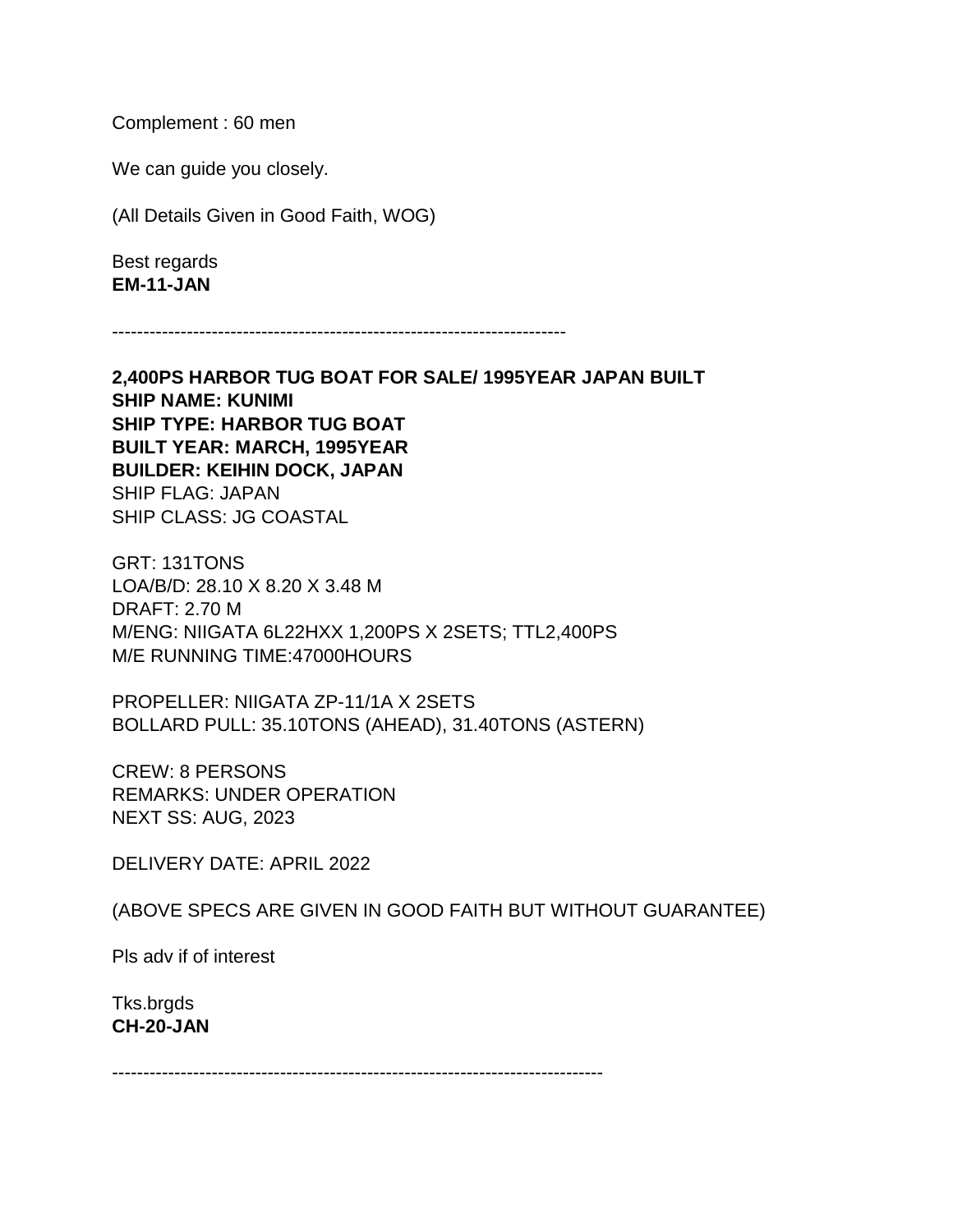Complement : 60 men

We can guide you closely.

(All Details Given in Good Faith, WOG)

Best regards
**EM-11-JAN**

------------------------------------------------------------------------

**2,400PS HARBOR TUG BOAT FOR SALE/ 1995YEAR JAPAN BUILT**
**SHIP NAME: KUNIMI**
**SHIP TYPE: HARBOR TUG BOAT**
**BUILT YEAR: MARCH, 1995YEAR**
**BUILDER: KEIHIN DOCK, JAPAN**
SHIP FLAG: JAPAN
SHIP CLASS: JG COASTAL

GRT: 131TONS
LOA/B/D: 28.10 X 8.20 X 3.48 M
DRAFT: 2.70 M
M/ENG: NIIGATA 6L22HXX 1,200PS X 2SETS; TTL2,400PS
M/E RUNNING TIME:47000HOURS

PROPELLER: NIIGATA ZP-11/1A X 2SETS
BOLLARD PULL: 35.10TONS (AHEAD), 31.40TONS (ASTERN)

CREW: 8 PERSONS
REMARKS: UNDER OPERATION
NEXT SS: AUG, 2023

DELIVERY DATE: APRIL 2022

(ABOVE SPECS ARE GIVEN IN GOOD FAITH BUT WITHOUT GUARANTEE)

Pls adv if of interest

Tks.brgds
**CH-20-JAN**

------------------------------------------------------------------------------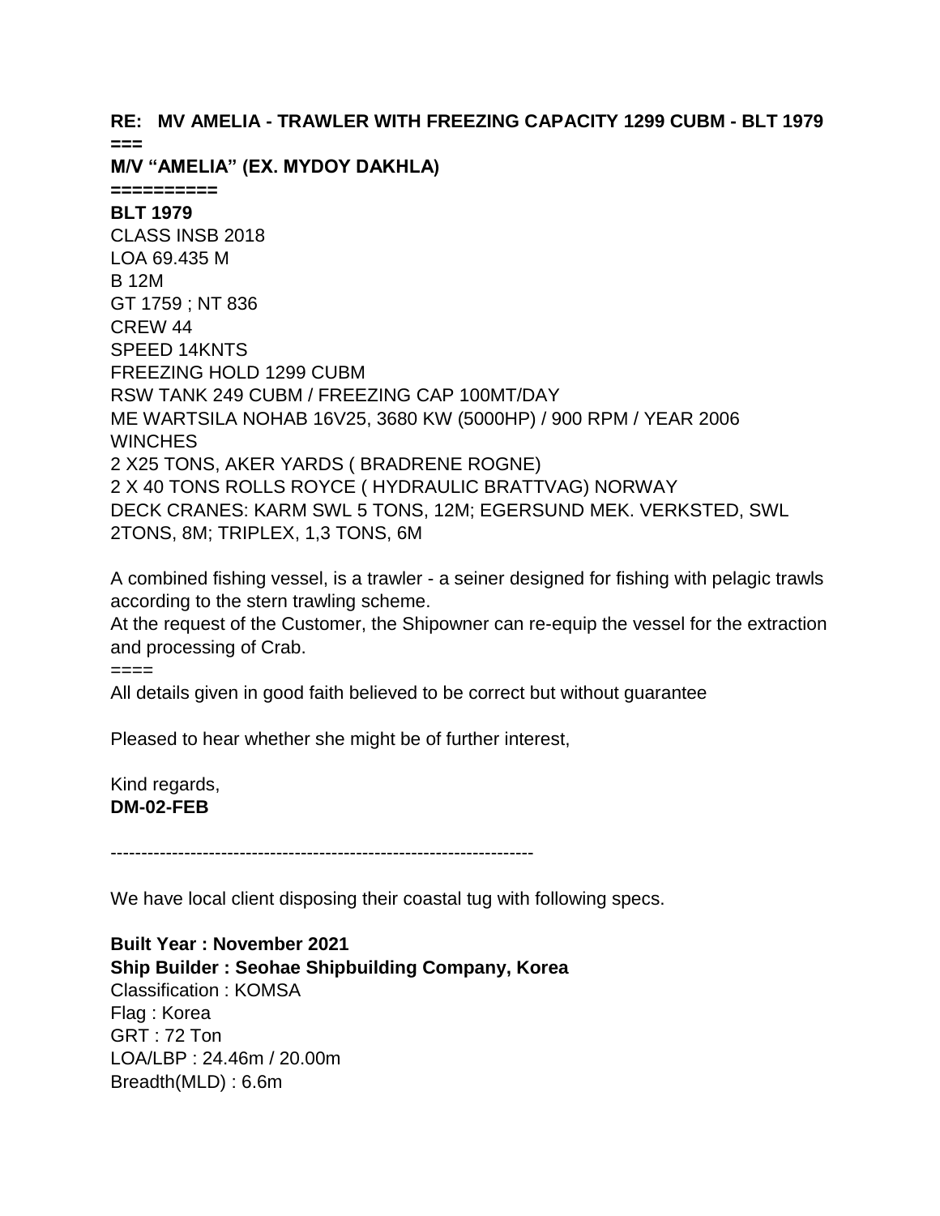**RE: MV AMELIA - TRAWLER WITH FREEZING CAPACITY 1299 CUBM - BLT 1979**
**===**

**M/V "AMELIA" (EX. MYDOY DAKHLA)**

**==========**

**BLT 1979**
CLASS INSB 2018
LOA 69.435 M
B 12M
GT 1759 ; NT 836
CREW 44
SPEED 14KNTS
FREEZING HOLD 1299 CUBM
RSW TANK 249 CUBM / FREEZING CAP 100MT/DAY
ME WARTSILA NOHAB 16V25, 3680 KW (5000HP) / 900 RPM / YEAR 2006
WINCHES
2 X25 TONS, AKER YARDS ( BRADRENE ROGNE)
2 X 40 TONS ROLLS ROYCE ( HYDRAULIC BRATTVAG) NORWAY
DECK CRANES: KARM SWL 5 TONS, 12M; EGERSUND MEK. VERKSTED, SWL 2TONS, 8M; TRIPLEX, 1,3 TONS, 6M

A combined fishing vessel, is a trawler - a seiner designed for fishing with pelagic trawls according to the stern trawling scheme.
At the request of the Customer, the Shipowner can re-equip the vessel for the extraction and processing of Crab.
====
All details given in good faith believed to be correct but without guarantee

Pleased to hear whether she might be of further interest,

Kind regards,
**DM-02-FEB**

-------------------------------------------------------------------

We have local client disposing their coastal tug with following specs.

**Built Year : November 2021**
**Ship Builder : Seohae Shipbuilding Company, Korea**
Classification : KOMSA
Flag : Korea
GRT : 72 Ton
LOA/LBP : 24.46m / 20.00m
Breadth(MLD) : 6.6m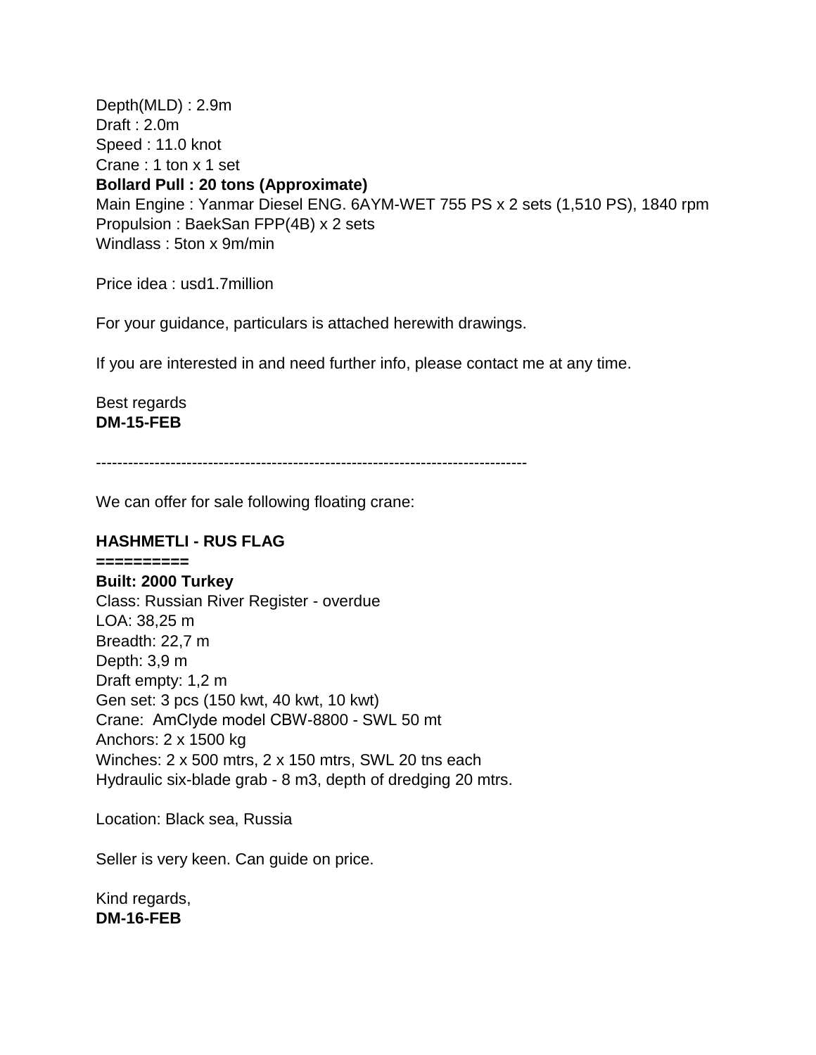Depth(MLD) : 2.9m
Draft : 2.0m
Speed : 11.0 knot
Crane : 1 ton x 1 set
**Bollard Pull : 20 tons (Approximate)**
Main Engine : Yanmar Diesel ENG. 6AYM-WET 755 PS x 2 sets (1,510 PS), 1840 rpm
Propulsion : BaekSan FPP(4B) x 2 sets
Windlass : 5ton x 9m/min

Price idea : usd1.7million

For your guidance, particulars is attached herewith drawings.

If you are interested in and need further info, please contact me at any time.

Best regards
**DM-15-FEB**

--------------------------------------------------------------------------------

We can offer for sale following floating crane:

**HASHMETLI - RUS FLAG**
**==========**
**Built: 2000 Turkey**
Class: Russian River Register - overdue
LOA: 38,25 m
Breadth: 22,7 m
Depth: 3,9 m
Draft empty: 1,2 m
Gen set: 3 pcs (150 kwt, 40 kwt, 10 kwt)
Crane: AmClyde model CBW-8800 - SWL 50 mt
Anchors: 2 x 1500 kg
Winches: 2 x 500 mtrs, 2 x 150 mtrs, SWL 20 tns each
Hydraulic six-blade grab - 8 m3, depth of dredging 20 mtrs.

Location: Black sea, Russia

Seller is very keen. Can guide on price.

Kind regards,
**DM-16-FEB**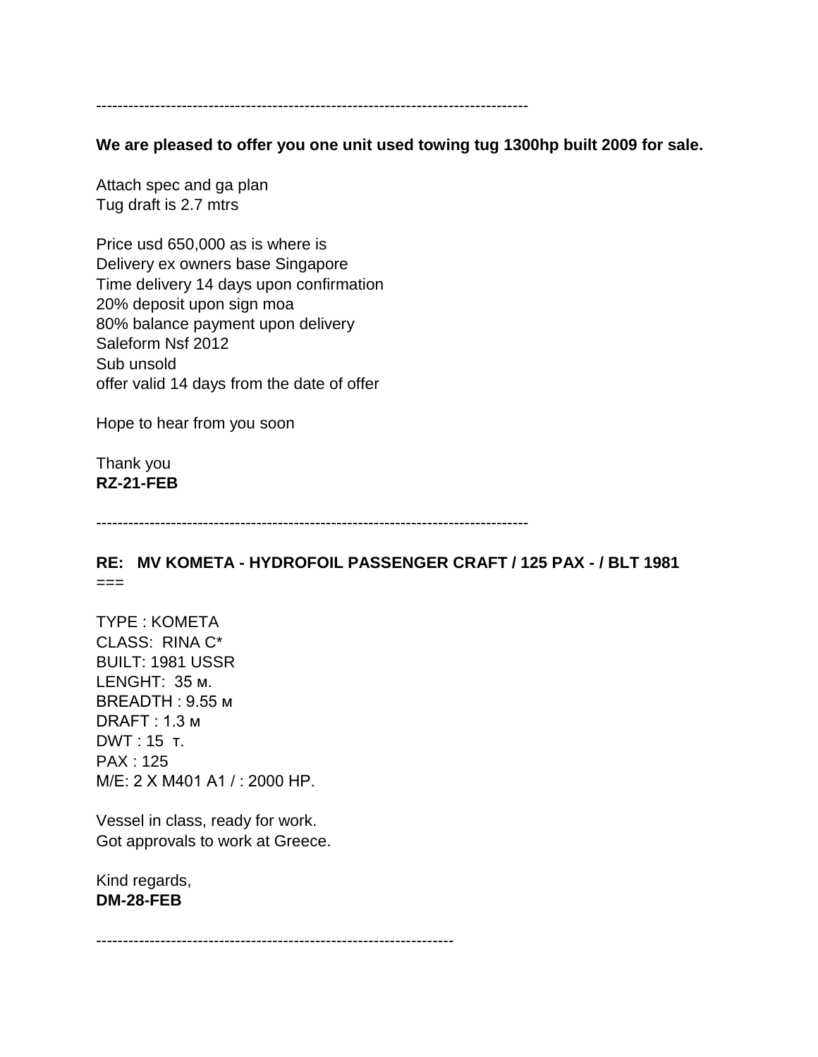--------------------------------------------------------------------------------

**We are pleased to offer you one unit used towing tug 1300hp built 2009 for sale.**

Attach spec and ga plan
Tug draft is 2.7 mtrs

Price usd 650,000 as is where is
Delivery ex owners base Singapore
Time delivery 14 days upon confirmation
20% deposit upon sign moa
80% balance payment upon delivery
Saleform Nsf 2012
Sub unsold
offer valid 14 days from the date of offer

Hope to hear from you soon

Thank you
**RZ-21-FEB**

--------------------------------------------------------------------------------

**RE: MV KOMETA - HYDROFOIL PASSENGER CRAFT / 125 PAX - / BLT 1981**
===

TYPE : KOMETA
CLASS: RINA C*
BUILT: 1981 USSR
LENGHT: 35 м.
BREADTH : 9.55 м
DRAFT : 1.3 м
DWT : 15 т.
PAX : 125
M/E: 2 X M401 A1 / : 2000 HP.

Vessel in class, ready for work.
Got approvals to work at Greece.

Kind regards,
**DM-28-FEB**

-------------------------------------------------------------------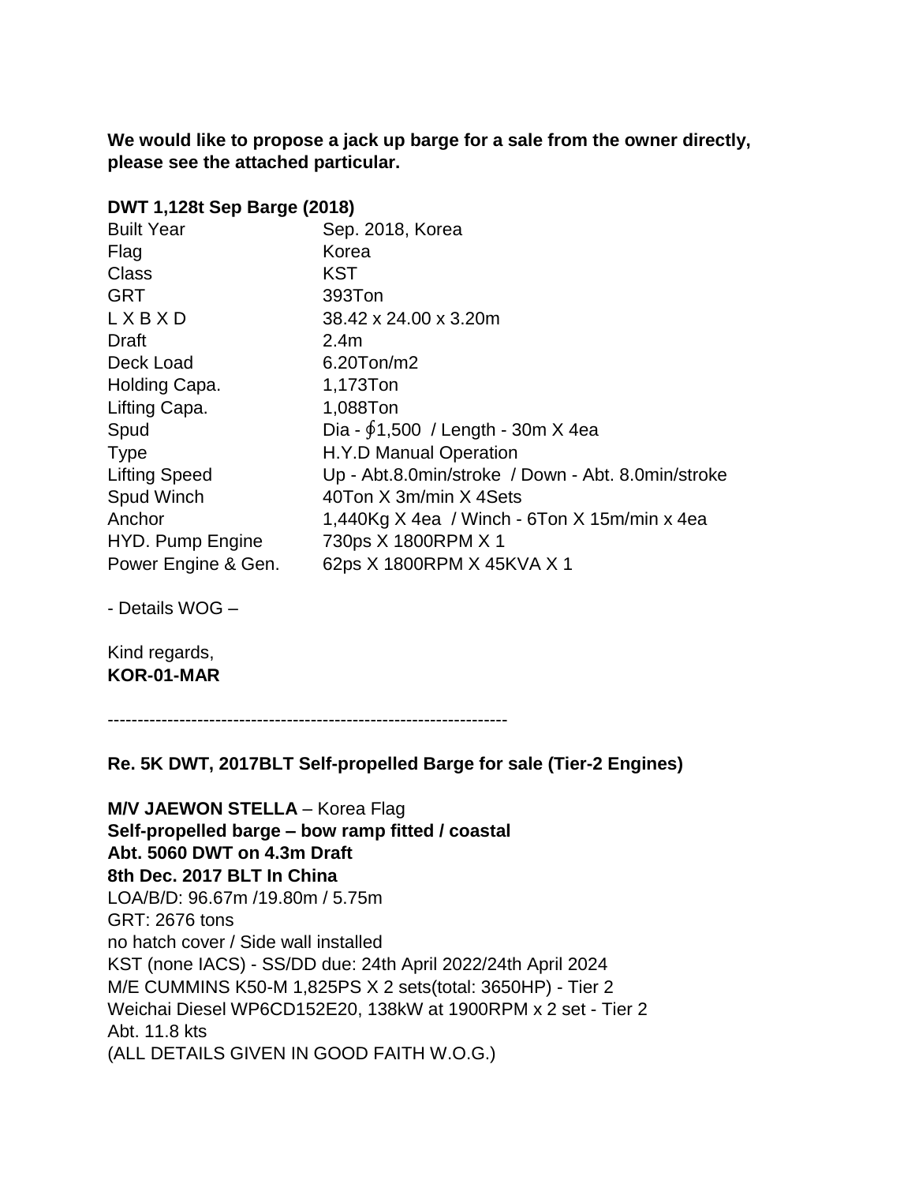**We would like to propose a jack up barge for a sale from the owner directly, please see the attached particular.**

**DWT 1,128t Sep Barge (2018)**

| | |
|---|---|
| Built Year | Sep. 2018, Korea |
| Flag | Korea |
| Class | KST |
| GRT | 393Ton |
| L X B X D | 38.42 x 24.00 x 3.20m |
| Draft | 2.4m |
| Deck Load | 6.20Ton/m2 |
| Holding Capa. | 1,173Ton |
| Lifting Capa. | 1,088Ton |
| Spud | Dia - ∮1,500 / Length - 30m X 4ea |
| Type | H.Y.D Manual Operation |
| Lifting Speed | Up - Abt.8.0min/stroke / Down - Abt. 8.0min/stroke |
| Spud Winch | 40Ton X 3m/min X 4Sets |
| Anchor | 1,440Kg X 4ea / Winch - 6Ton X 15m/min x 4ea |
| HYD. Pump Engine | 730ps X 1800RPM X 1 |
| Power Engine & Gen. | 62ps X 1800RPM X 45KVA X 1 |

- Details WOG –

Kind regards,
**KOR-01-MAR**

------------------------------------------------------------------

**Re. 5K DWT, 2017BLT Self-propelled Barge for sale (Tier-2 Engines)**

**M/V JAEWON STELLA** – Korea Flag
**Self-propelled barge – bow ramp fitted / coastal**
**Abt. 5060 DWT on 4.3m Draft**
**8th Dec. 2017 BLT In China**
LOA/B/D: 96.67m /19.80m / 5.75m
GRT: 2676 tons
no hatch cover / Side wall installed
KST (none IACS) - SS/DD due: 24th April 2022/24th April 2024
M/E CUMMINS K50-M 1,825PS X 2 sets(total: 3650HP) - Tier 2
Weichai Diesel WP6CD152E20, 138kW at 1900RPM x 2 set - Tier 2
Abt. 11.8 kts
(ALL DETAILS GIVEN IN GOOD FAITH W.O.G.)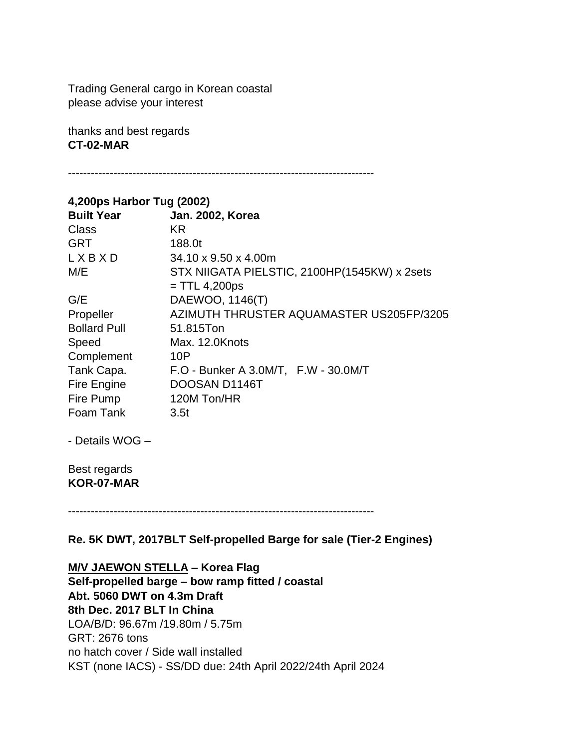Trading General cargo in Korean coastal
please advise your interest

thanks and best regards
**CT-02-MAR**

--------------------------------------------------------------------------------

**4,200ps Harbor Tug (2002)**

| **Built Year** | **Jan. 2002, Korea** |
|---|---|
| Class | KR |
| GRT | 188.0t |
| L X B X D | 34.10 x 9.50 x 4.00m |
| M/E | STX NIIGATA PIELSTIC, 2100HP(1545KW) x 2sets = TTL 4,200ps |
| G/E | DAEWOO, 1146(T) |
| Propeller | AZIMUTH THRUSTER AQUAMASTER US205FP/3205 |
| Bollard Pull | 51.815Ton |
| Speed | Max. 12.0Knots |
| Complement | 10P |
| Tank Capa. | F.O - Bunker A 3.0M/T, F.W - 30.0M/T |
| Fire Engine | DOOSAN D1146T |
| Fire Pump | 120M Ton/HR |
| Foam Tank | 3.5t |

- Details WOG –

Best regards
**KOR-07-MAR**

--------------------------------------------------------------------------------

**Re. 5K DWT, 2017BLT Self-propelled Barge for sale (Tier-2 Engines)**

**<u>M/V JAEWON STELLA</u> – Korea Flag**
**Self-propelled barge – bow ramp fitted / coastal**
**Abt. 5060 DWT on 4.3m Draft**
**8th Dec. 2017 BLT In China**
LOA/B/D: 96.67m /19.80m / 5.75m
GRT: 2676 tons
no hatch cover / Side wall installed
KST (none IACS) - SS/DD due: 24th April 2022/24th April 2024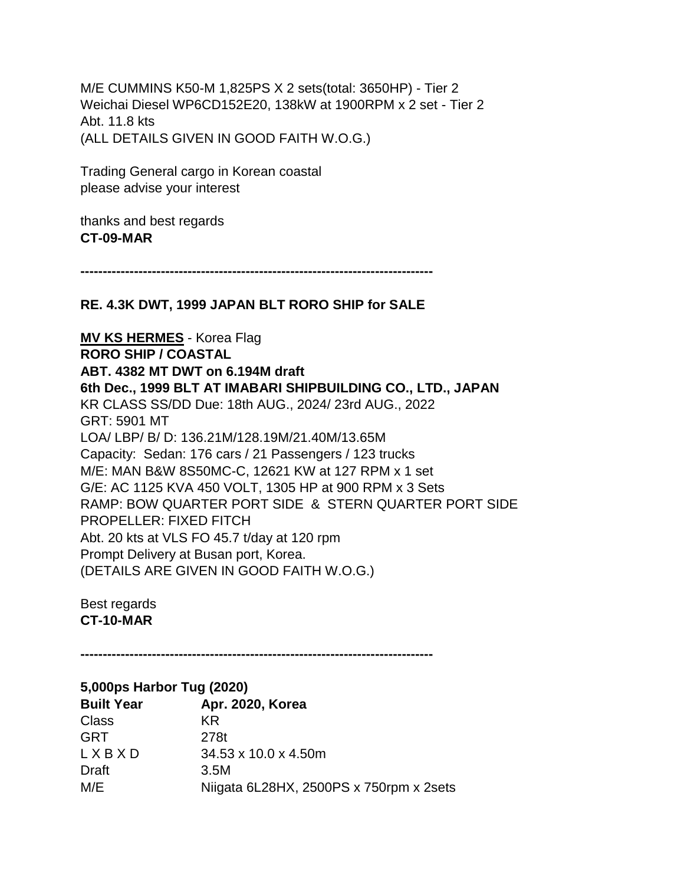M/E CUMMINS K50-M 1,825PS X 2 sets(total: 3650HP) - Tier 2
Weichai Diesel WP6CD152E20, 138kW at 1900RPM x 2 set - Tier 2
Abt. 11.8 kts
(ALL DETAILS GIVEN IN GOOD FAITH W.O.G.)

Trading General cargo in Korean coastal
please advise your interest

thanks and best regards
**CT-09-MAR**

**-----------------------------------------------------------------------------**

**RE. 4.3K DWT, 1999 JAPAN BLT RORO SHIP for SALE**

**MV KS HERMES** - Korea Flag
**RORO SHIP / COASTAL**
**ABT. 4382 MT DWT on 6.194M draft**
**6th Dec., 1999 BLT AT IMABARI SHIPBUILDING CO., LTD., JAPAN**
KR CLASS SS/DD Due: 18th AUG., 2024/ 23rd AUG., 2022
GRT: 5901 MT
LOA/ LBP/ B/ D: 136.21M/128.19M/21.40M/13.65M
Capacity: Sedan: 176 cars / 21 Passengers / 123 trucks
M/E: MAN B&W 8S50MC-C, 12621 KW at 127 RPM x 1 set
G/E: AC 1125 KVA 450 VOLT, 1305 HP at 900 RPM x 3 Sets
RAMP: BOW QUARTER PORT SIDE & STERN QUARTER PORT SIDE
PROPELLER: FIXED FITCH
Abt. 20 kts at VLS FO 45.7 t/day at 120 rpm
Prompt Delivery at Busan port, Korea.
(DETAILS ARE GIVEN IN GOOD FAITH W.O.G.)

Best regards
**CT-10-MAR**

**-----------------------------------------------------------------------------**

**5,000ps Harbor Tug (2020)**

| **Built Year** | **Apr. 2020, Korea** |
|---|---|
| Class | KR |
| GRT | 278t |
| L X B X D | 34.53 x 10.0 x 4.50m |
| Draft | 3.5M |
| M/E | Niigata 6L28HX, 2500PS x 750rpm x 2sets |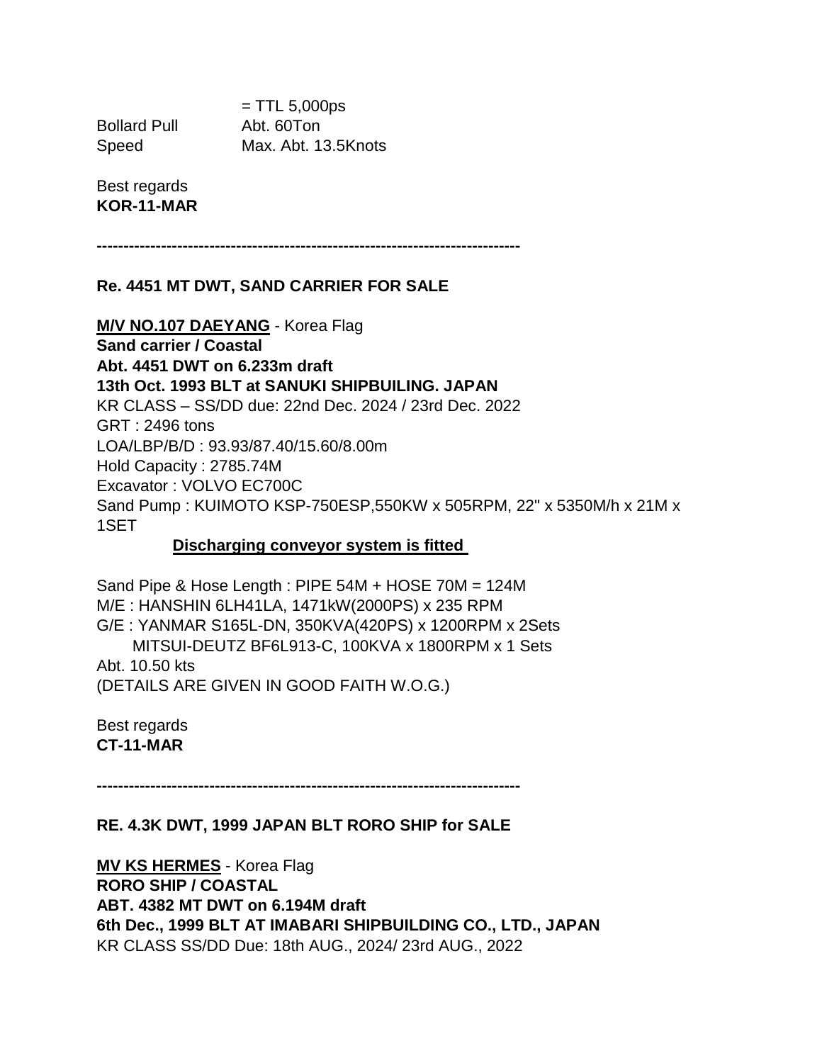= TTL 5,000ps

Bollard Pull Abt. 60Ton

Speed Max. Abt. 13.5Knots

Best regards

**KOR-11-MAR**

---

**Re. 4451 MT DWT, SAND CARRIER FOR SALE**

**M/V NO.107 DAEYANG** - Korea Flag

**Sand carrier / Coastal**

**Abt. 4451 DWT on 6.233m draft**

**13th Oct. 1993 BLT at SANUKI SHIPBUILING. JAPAN**

KR CLASS – SS/DD due: 22nd Dec. 2024 / 23rd Dec. 2022

GRT : 2496 tons

LOA/LBP/B/D : 93.93/87.40/15.60/8.00m

Hold Capacity : 2785.74M

Excavator : VOLVO EC700C

Sand Pump : KUIMOTO KSP-750ESP,550KW x 505RPM, 22" x 5350M/h x 21M x 1SET

**Discharging conveyor system is fitted**

Sand Pipe & Hose Length : PIPE 54M + HOSE 70M = 124M

M/E : HANSHIN 6LH41LA, 1471kW(2000PS) x 235 RPM

G/E : YANMAR S165L-DN, 350KVA(420PS) x 1200RPM x 2Sets

MITSUI-DEUTZ BF6L913-C, 100KVA x 1800RPM x 1 Sets

Abt. 10.50 kts

(DETAILS ARE GIVEN IN GOOD FAITH W.O.G.)

Best regards

**CT-11-MAR**

---

**RE. 4.3K DWT, 1999 JAPAN BLT RORO SHIP for SALE**

**MV KS HERMES** - Korea Flag

**RORO SHIP / COASTAL**

**ABT. 4382 MT DWT on 6.194M draft**

**6th Dec., 1999 BLT AT IMABARI SHIPBUILDING CO., LTD., JAPAN**

KR CLASS SS/DD Due: 18th AUG., 2024/ 23rd AUG., 2022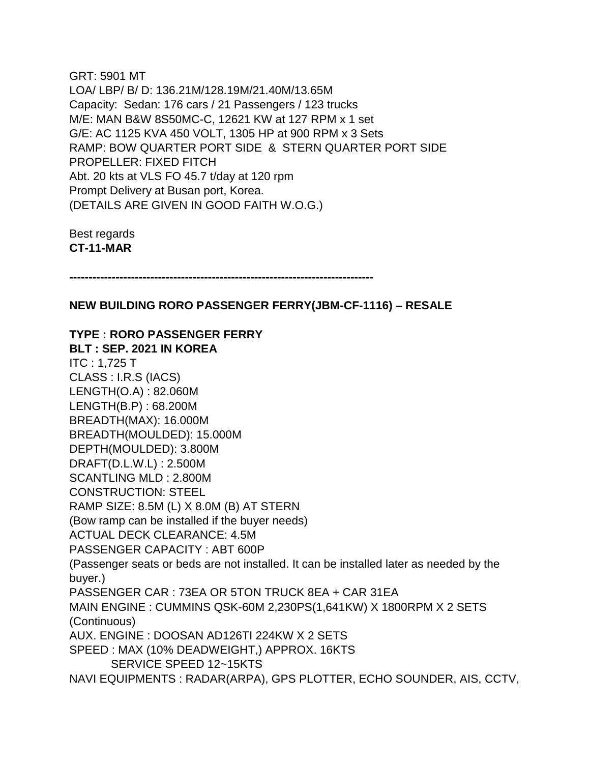GRT: 5901 MT
LOA/ LBP/ B/ D: 136.21M/128.19M/21.40M/13.65M
Capacity:  Sedan: 176 cars / 21 Passengers / 123 trucks
M/E: MAN B&W 8S50MC-C, 12621 KW at 127 RPM x 1 set
G/E: AC 1125 KVA 450 VOLT, 1305 HP at 900 RPM x 3 Sets
RAMP: BOW QUARTER PORT SIDE  &  STERN QUARTER PORT SIDE
PROPELLER: FIXED FITCH
Abt. 20 kts at VLS FO 45.7 t/day at 120 rpm
Prompt Delivery at Busan port, Korea.
(DETAILS ARE GIVEN IN GOOD FAITH W.O.G.)

Best regards
**CT-11-MAR**

**-------------------------------------------------------------------------------**

**NEW BUILDING RORO PASSENGER FERRY(JBM-CF-1116) – RESALE**

**TYPE : RORO PASSENGER FERRY**
**BLT : SEP. 2021 IN KOREA**
ITC : 1,725 T
CLASS : I.R.S (IACS)
LENGTH(O.A) : 82.060M
LENGTH(B.P) : 68.200M
BREADTH(MAX): 16.000M
BREADTH(MOULDED): 15.000M
DEPTH(MOULDED): 3.800M
DRAFT(D.L.W.L) : 2.500M
SCANTLING MLD : 2.800M
CONSTRUCTION: STEEL
RAMP SIZE: 8.5M (L) X 8.0M (B) AT STERN
(Bow ramp can be installed if the buyer needs)
ACTUAL DECK CLEARANCE: 4.5M
PASSENGER CAPACITY : ABT 600P
(Passenger seats or beds are not installed. It can be installed later as needed by the buyer.)
PASSENGER CAR : 73EA OR 5TON TRUCK 8EA + CAR 31EA
MAIN ENGINE : CUMMINS QSK-60M 2,230PS(1,641KW) X 1800RPM X 2 SETS (Continuous)
AUX. ENGINE : DOOSAN AD126TI 224KW X 2 SETS
SPEED : MAX (10% DEADWEIGHT,) APPROX. 16KTS
SERVICE SPEED 12~15KTS
NAVI EQUIPMENTS : RADAR(ARPA), GPS PLOTTER, ECHO SOUNDER, AIS, CCTV,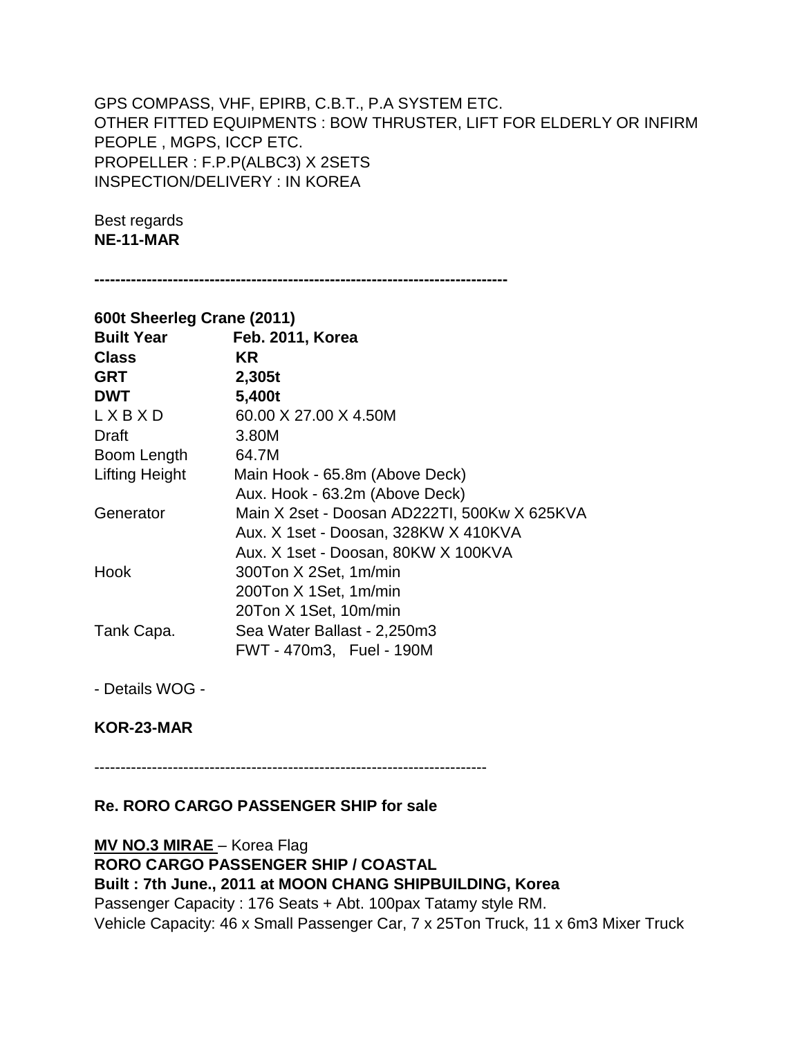GPS COMPASS, VHF, EPIRB, C.B.T., P.A SYSTEM ETC.
OTHER FITTED EQUIPMENTS : BOW THRUSTER, LIFT FOR ELDERLY OR INFIRM PEOPLE , MGPS, ICCP ETC.
PROPELLER : F.P.P(ALBC3) X 2SETS
INSPECTION/DELIVERY : IN KOREA

Best regards
**NE-11-MAR**

---

**600t Sheerleg Crane (2011)**

| | |
|---|---|
| **Built Year** | **Feb. 2011, Korea** |
| **Class** | **KR** |
| **GRT** | **2,305t** |
| **DWT** | **5,400t** |
| L X B X D | 60.00 X 27.00 X 4.50M |
| Draft | 3.80M |
| Boom Length | 64.7M |
| Lifting Height | Main Hook - 65.8m (Above Deck) |
| | Aux. Hook - 63.2m (Above Deck) |
| Generator | Main X 2set - Doosan AD222TI, 500Kw X 625KVA |
| | Aux. X 1set - Doosan, 328KW X 410KVA |
| | Aux. X 1set - Doosan, 80KW X 100KVA |
| Hook | 300Ton X 2Set, 1m/min |
| | 200Ton X 1Set, 1m/min |
| | 20Ton X 1Set, 10m/min |
| Tank Capa. | Sea Water Ballast - 2,250m3 |
| | FWT - 470m3, Fuel - 190M |

- Details WOG -

**KOR-23-MAR**

---

**Re. RORO CARGO PASSENGER SHIP for sale**

**<u>MV NO.3 MIRAE</u>** – Korea Flag
**RORO CARGO PASSENGER SHIP / COASTAL**
**Built : 7th June., 2011 at MOON CHANG SHIPBUILDING, Korea**
Passenger Capacity : 176 Seats + Abt. 100pax Tatamy style RM.
Vehicle Capacity: 46 x Small Passenger Car, 7 x 25Ton Truck, 11 x 6m3 Mixer Truck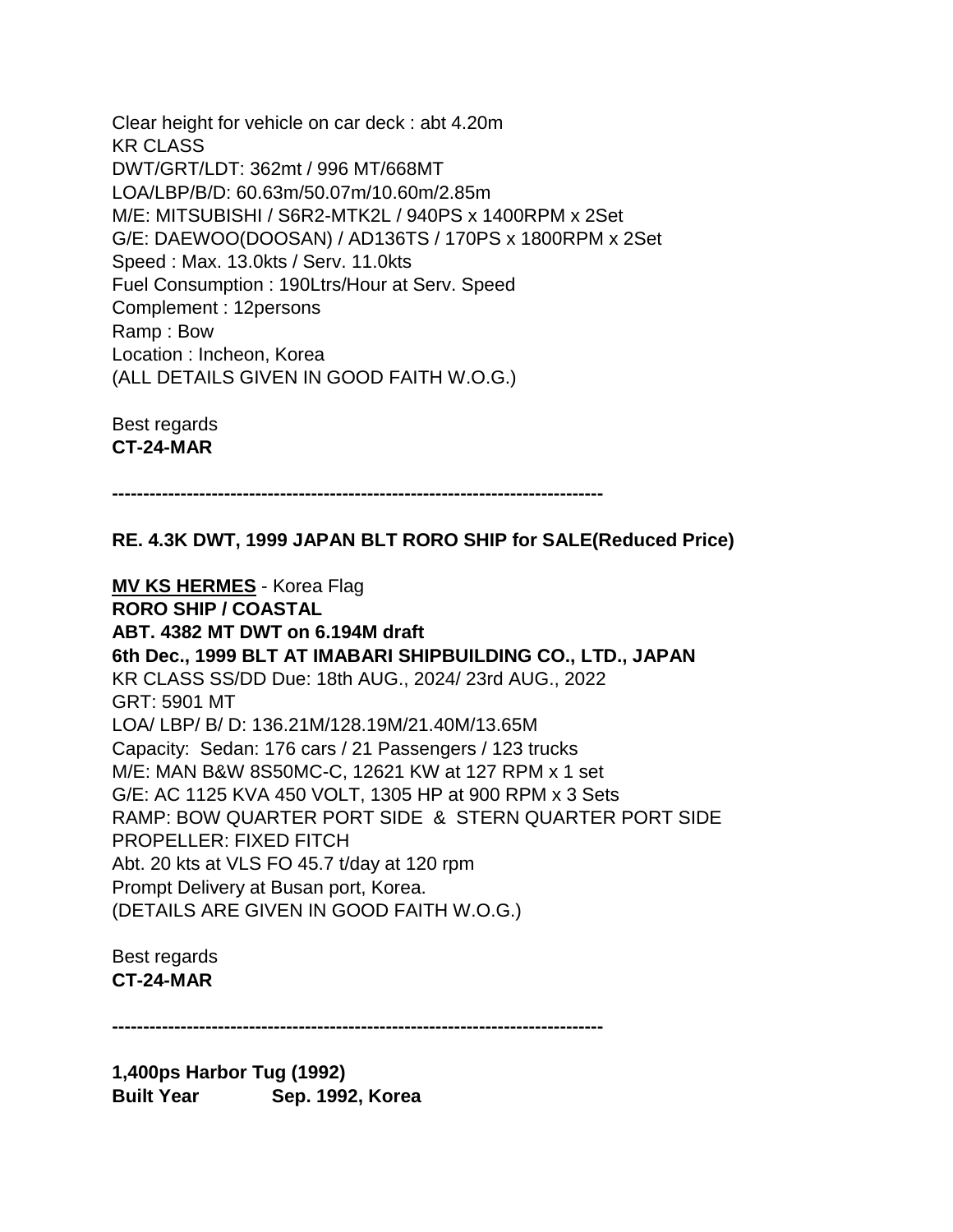Clear height for vehicle on car deck : abt 4.20m
KR CLASS
DWT/GRT/LDT: 362mt / 996 MT/668MT
LOA/LBP/B/D: 60.63m/50.07m/10.60m/2.85m
M/E: MITSUBISHI / S6R2-MTK2L / 940PS x 1400RPM x 2Set
G/E: DAEWOO(DOOSAN) / AD136TS / 170PS x 1800RPM x 2Set
Speed : Max. 13.0kts / Serv. 11.0kts
Fuel Consumption : 190Ltrs/Hour at Serv. Speed
Complement : 12persons
Ramp : Bow
Location : Incheon, Korea
(ALL DETAILS GIVEN IN GOOD FAITH W.O.G.)

Best regards
**CT-24-MAR**

---

**RE. 4.3K DWT, 1999 JAPAN BLT RORO SHIP for SALE(Reduced Price)**

**<u>MV KS HERMES</u>** - Korea Flag
**RORO SHIP / COASTAL**
**ABT. 4382 MT DWT on 6.194M draft**
**6th Dec., 1999 BLT AT IMABARI SHIPBUILDING CO., LTD., JAPAN**
KR CLASS SS/DD Due: 18th AUG., 2024/ 23rd AUG., 2022
GRT: 5901 MT
LOA/ LBP/ B/ D: 136.21M/128.19M/21.40M/13.65M
Capacity: Sedan: 176 cars / 21 Passengers / 123 trucks
M/E: MAN B&W 8S50MC-C, 12621 KW at 127 RPM x 1 set
G/E: AC 1125 KVA 450 VOLT, 1305 HP at 900 RPM x 3 Sets
RAMP: BOW QUARTER PORT SIDE & STERN QUARTER PORT SIDE
PROPELLER: FIXED FITCH
Abt. 20 kts at VLS FO 45.7 t/day at 120 rpm
Prompt Delivery at Busan port, Korea.
(DETAILS ARE GIVEN IN GOOD FAITH W.O.G.)

Best regards
**CT-24-MAR**

---

**1,400ps Harbor Tug (1992)**
**Built Year Sep. 1992, Korea**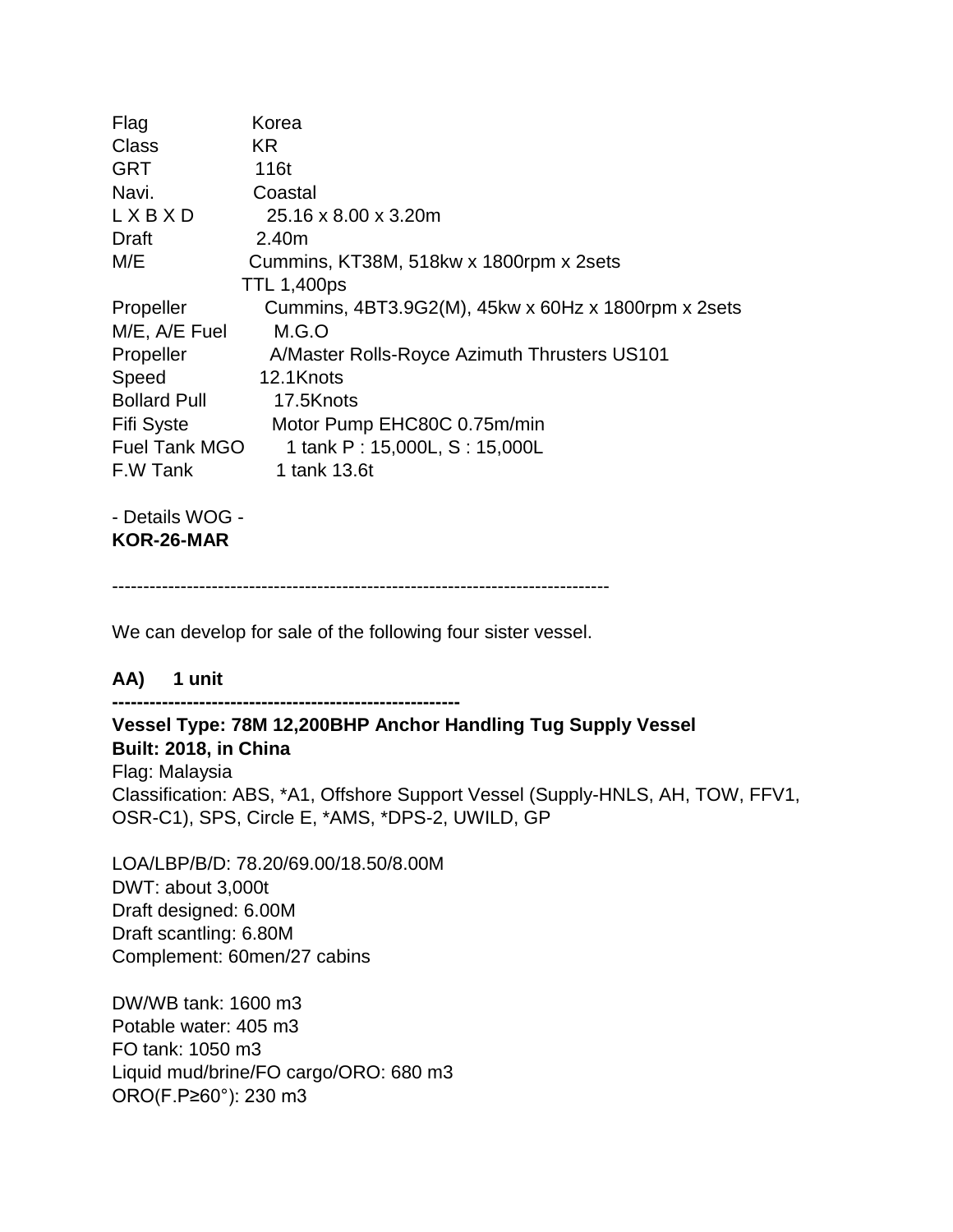| | |
|---|---|
| Flag | Korea |
| Class | KR |
| GRT | 116t |
| Navi. | Coastal |
| L X B X D | 25.16 x 8.00 x 3.20m |
| Draft | 2.40m |
| M/E | Cummins, KT38M, 518kw x 1800rpm x 2sets |
| | TTL 1,400ps |
| Propeller | Cummins, 4BT3.9G2(M), 45kw x 60Hz x 1800rpm x 2sets |
| M/E, A/E Fuel | M.G.O |
| Propeller | A/Master Rolls-Royce Azimuth Thrusters US101 |
| Speed | 12.1Knots |
| Bollard Pull | 17.5Knots |
| Fifi Syste | Motor Pump EHC80C 0.75m/min |
| Fuel Tank MGO | 1 tank P : 15,000L, S : 15,000L |
| F.W Tank | 1 tank 13.6t |

- Details WOG -

**KOR-26-MAR**

--------------------------------------------------------------------------------

We can develop for sale of the following four sister vessel.

**AA) 1 unit**

**---------------------------------------------------------**

**Vessel Type: 78M 12,200BHP Anchor Handling Tug Supply Vessel**
**Built: 2018, in China**
Flag: Malaysia
Classification: ABS, *A1, Offshore Support Vessel (Supply-HNLS, AH, TOW, FFV1, OSR-C1), SPS, Circle E, *AMS, *DPS-2, UWILD, GP

LOA/LBP/B/D: 78.20/69.00/18.50/8.00M
DWT: about 3,000t
Draft designed: 6.00M
Draft scantling: 6.80M
Complement: 60men/27 cabins

DW/WB tank: 1600 m3
Potable water: 405 m3
FO tank: 1050 m3
Liquid mud/brine/FO cargo/ORO: 680 m3
ORO(F.P≥60°): 230 m3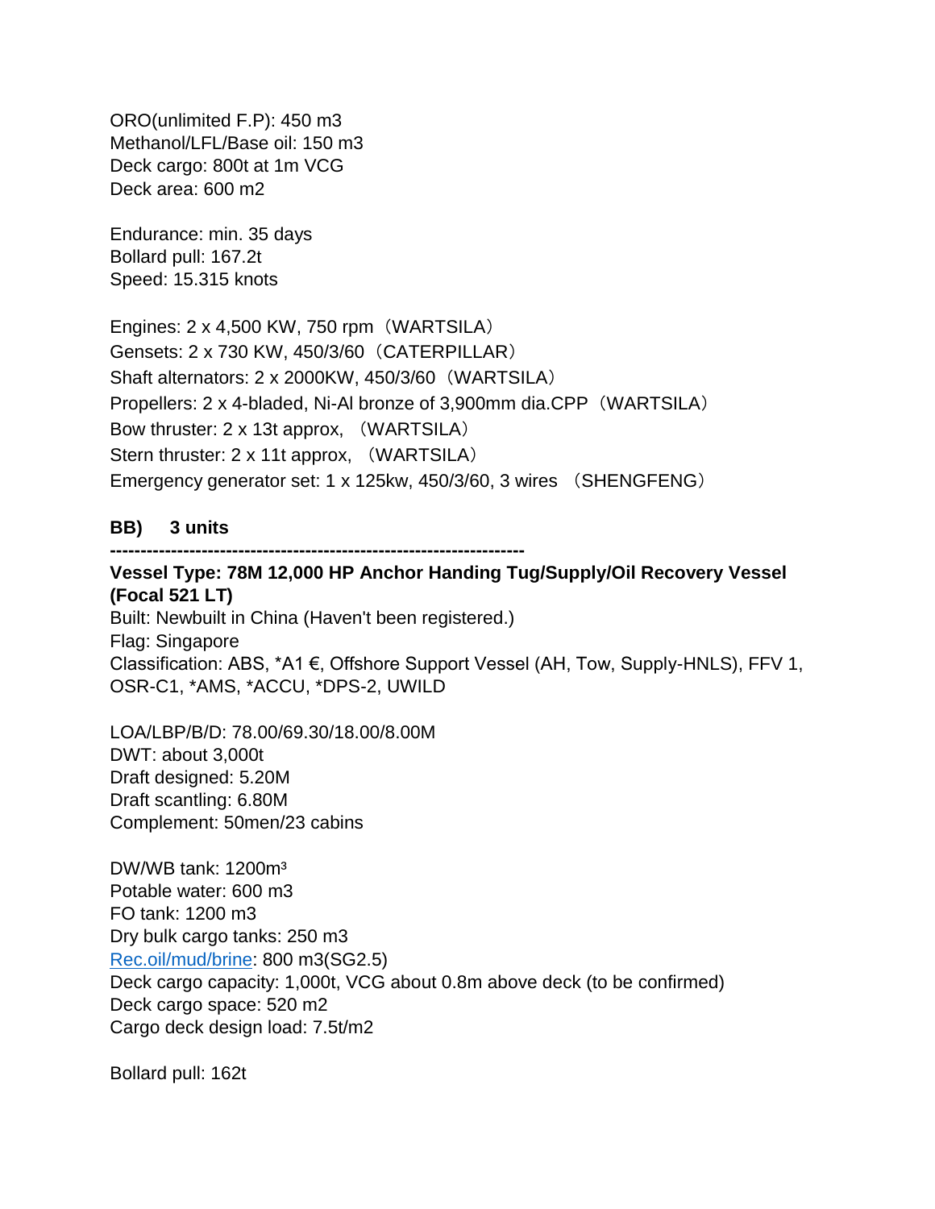ORO(unlimited F.P): 450 m3
Methanol/LFL/Base oil: 150 m3
Deck cargo: 800t at 1m VCG
Deck area: 600 m2

Endurance: min. 35 days
Bollard pull: 167.2t
Speed: 15.315 knots

Engines: 2 x 4,500 KW, 750 rpm（WARTSILA）
Gensets: 2 x 730 KW, 450/3/60（CATERPILLAR）
Shaft alternators: 2 x 2000KW, 450/3/60（WARTSILA）
Propellers: 2 x 4-bladed, Ni-Al bronze of 3,900mm dia.CPP（WARTSILA）
Bow thruster: 2 x 13t approx, （WARTSILA）
Stern thruster: 2 x 11t approx, （WARTSILA）
Emergency generator set: 1 x 125kw, 450/3/60, 3 wires （SHENGFENG）

**BB) 3 units**

**-------------------------------------------------------------------**

**Vessel Type: 78M 12,000 HP Anchor Handing Tug/Supply/Oil Recovery Vessel (Focal 521 LT)**
Built: Newbuilt in China (Haven't been registered.)
Flag: Singapore
Classification: ABS, *A1 €, Offshore Support Vessel (AH, Tow, Supply-HNLS), FFV 1, OSR-C1, *AMS, *ACCU, *DPS-2, UWILD

LOA/LBP/B/D: 78.00/69.30/18.00/8.00M
DWT: about 3,000t
Draft designed: 5.20M
Draft scantling: 6.80M
Complement: 50men/23 cabins

DW/WB tank: 1200m³
Potable water: 600 m3
FO tank: 1200 m3
Dry bulk cargo tanks: 250 m3
Rec.oil/mud/brine: 800 m3(SG2.5)
Deck cargo capacity: 1,000t, VCG about 0.8m above deck (to be confirmed)
Deck cargo space: 520 m2
Cargo deck design load: 7.5t/m2

Bollard pull: 162t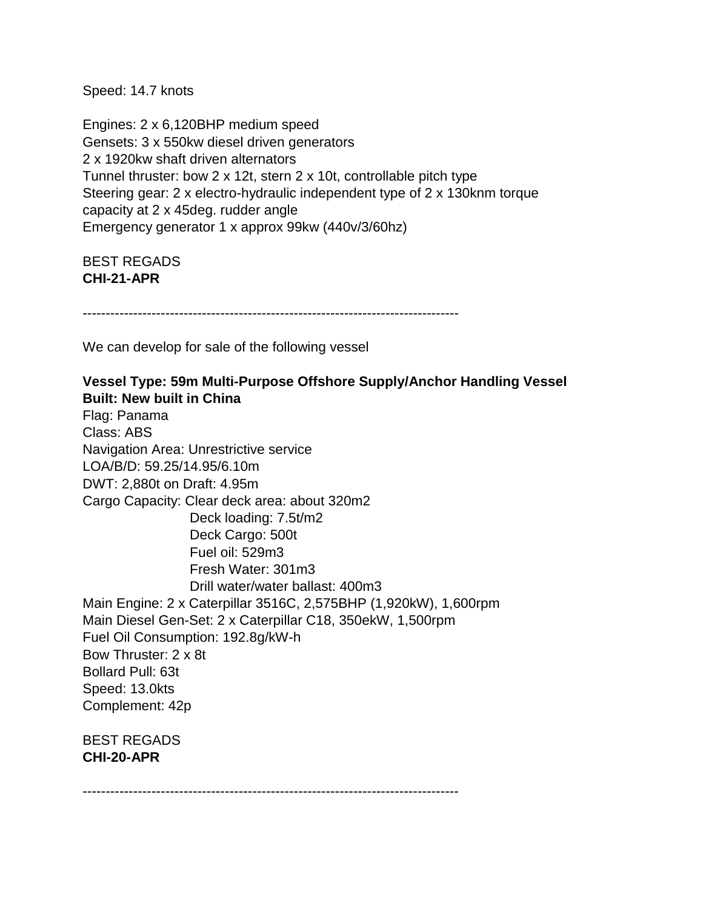Speed: 14.7 knots

Engines: 2 x 6,120BHP medium speed
Gensets: 3 x 550kw diesel driven generators
2 x 1920kw shaft driven alternators
Tunnel thruster: bow 2 x 12t, stern 2 x 10t, controllable pitch type
Steering gear: 2 x electro-hydraulic independent type of 2 x 130knm torque capacity at 2 x 45deg. rudder angle
Emergency generator 1 x approx 99kw (440v/3/60hz)

BEST REGADS
**CHI-21-APR**

--------------------------------------------------------------------------------

We can develop for sale of the following vessel

**Vessel Type: 59m Multi-Purpose Offshore Supply/Anchor Handling Vessel**
**Built: New built in China**
Flag: Panama
Class: ABS
Navigation Area: Unrestrictive service
LOA/B/D: 59.25/14.95/6.10m
DWT: 2,880t on Draft: 4.95m
Cargo Capacity: Clear deck area: about 320m2
Deck loading: 7.5t/m2
Deck Cargo: 500t
Fuel oil: 529m3
Fresh Water: 301m3
Drill water/water ballast: 400m3
Main Engine: 2 x Caterpillar 3516C, 2,575BHP (1,920kW), 1,600rpm
Main Diesel Gen-Set: 2 x Caterpillar C18, 350ekW, 1,500rpm
Fuel Oil Consumption: 192.8g/kW-h
Bow Thruster: 2 x 8t
Bollard Pull: 63t
Speed: 13.0kts
Complement: 42p

BEST REGADS
**CHI-20-APR**

--------------------------------------------------------------------------------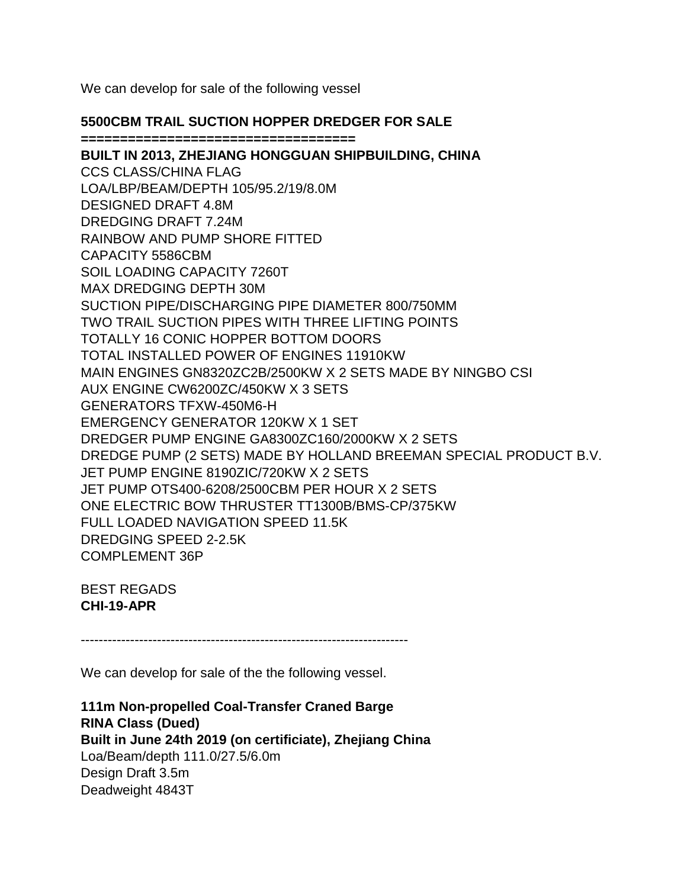We can develop for sale of the following vessel

**5500CBM TRAIL SUCTION HOPPER DREDGER FOR SALE**
**=================================**
**BUILT IN 2013, ZHEJIANG HONGGUAN SHIPBUILDING, CHINA**
CCS CLASS/CHINA FLAG
LOA/LBP/BEAM/DEPTH 105/95.2/19/8.0M
DESIGNED DRAFT 4.8M
DREDGING DRAFT 7.24M
RAINBOW AND PUMP SHORE FITTED
CAPACITY 5586CBM
SOIL LOADING CAPACITY 7260T
MAX DREDGING DEPTH 30M
SUCTION PIPE/DISCHARGING PIPE DIAMETER 800/750MM
TWO TRAIL SUCTION PIPES WITH THREE LIFTING POINTS
TOTALLY 16 CONIC HOPPER BOTTOM DOORS
TOTAL INSTALLED POWER OF ENGINES 11910KW
MAIN ENGINES GN8320ZC2B/2500KW X 2 SETS MADE BY NINGBO CSI
AUX ENGINE CW6200ZC/450KW X 3 SETS
GENERATORS TFXW-450M6-H
EMERGENCY GENERATOR 120KW X 1 SET
DREDGER PUMP ENGINE GA8300ZC160/2000KW X 2 SETS
DREDGE PUMP (2 SETS) MADE BY HOLLAND BREEMAN SPECIAL PRODUCT B.V.
JET PUMP ENGINE 8190ZIC/720KW X 2 SETS
JET PUMP OTS400-6208/2500CBM PER HOUR X 2 SETS
ONE ELECTRIC BOW THRUSTER TT1300B/BMS-CP/375KW
FULL LOADED NAVIGATION SPEED 11.5K
DREDGING SPEED 2-2.5K
COMPLEMENT 36P

BEST REGADS
**CHI-19-APR**

------------------------------------------------------------------------

We can develop for sale of the the following vessel.

**111m Non-propelled Coal-Transfer Craned Barge**
**RINA Class (Dued)**
**Built in June 24th 2019 (on certificiate), Zhejiang China**
Loa/Beam/depth 111.0/27.5/6.0m
Design Draft 3.5m
Deadweight 4843T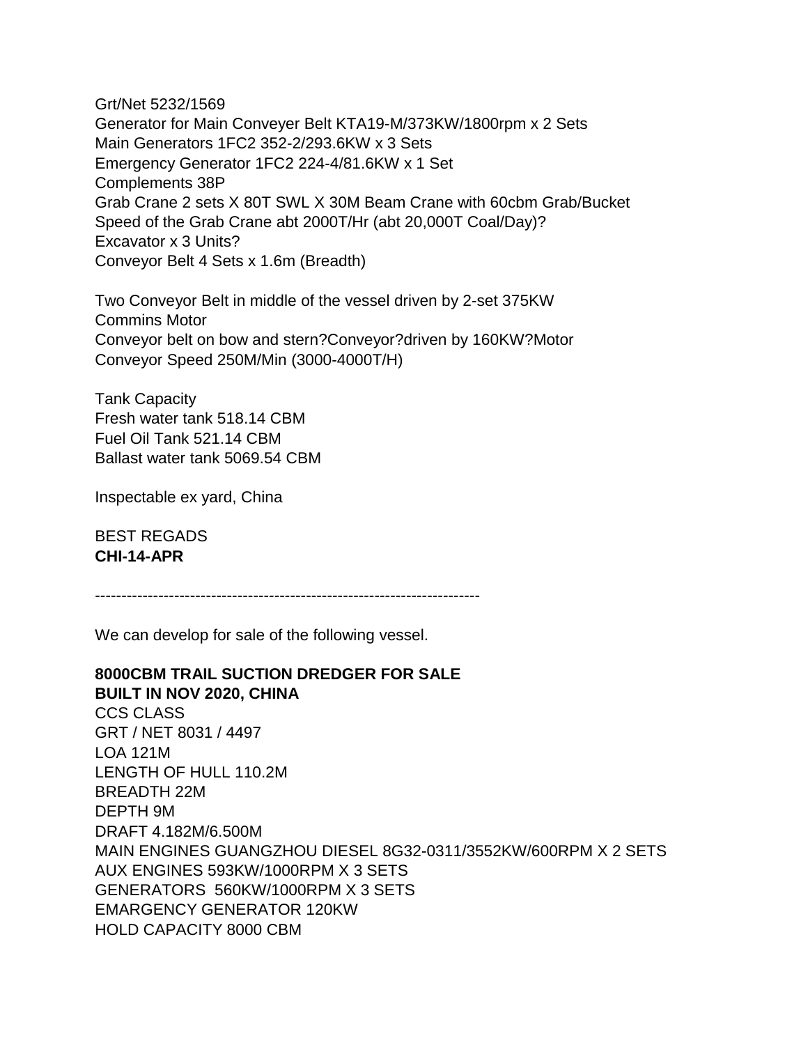Grt/Net 5232/1569
Generator for Main Conveyer Belt KTA19-M/373KW/1800rpm x 2 Sets
Main Generators 1FC2 352-2/293.6KW x 3 Sets
Emergency Generator 1FC2 224-4/81.6KW x 1 Set
Complements 38P
Grab Crane 2 sets X 80T SWL X 30M Beam Crane with 60cbm Grab/Bucket
Speed of the Grab Crane abt 2000T/Hr (abt 20,000T Coal/Day)?
Excavator x 3 Units?
Conveyor Belt 4 Sets x 1.6m (Breadth)

Two Conveyor Belt in middle of the vessel driven by 2-set 375KW
Commins Motor
Conveyor belt on bow and stern?Conveyor?driven by 160KW?Motor
Conveyor Speed 250M/Min (3000-4000T/H)

Tank Capacity
Fresh water tank 518.14 CBM
Fuel Oil Tank 521.14 CBM
Ballast water tank 5069.54 CBM

Inspectable ex yard, China

BEST REGADS
**CHI-14-APR**

------------------------------------------------------------------------

We can develop for sale of the following vessel.

**8000CBM TRAIL SUCTION DREDGER FOR SALE**
**BUILT IN NOV 2020, CHINA**
CCS CLASS
GRT / NET 8031 / 4497
LOA 121M
LENGTH OF HULL 110.2M
BREADTH 22M
DEPTH 9M
DRAFT 4.182M/6.500M
MAIN ENGINES GUANGZHOU DIESEL 8G32-0311/3552KW/600RPM X 2 SETS
AUX ENGINES 593KW/1000RPM X 3 SETS
GENERATORS 560KW/1000RPM X 3 SETS
EMARGENCY GENERATOR 120KW
HOLD CAPACITY 8000 CBM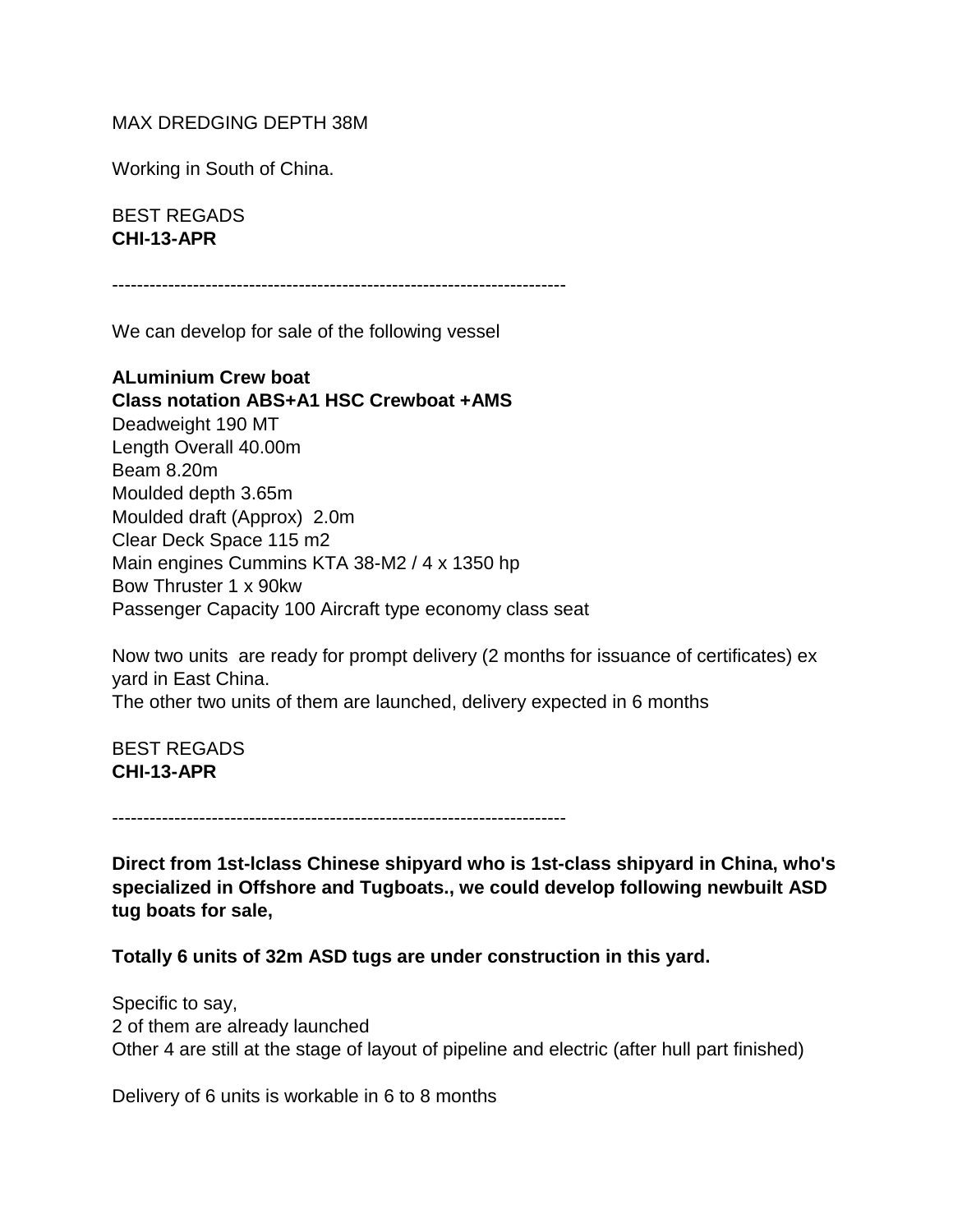MAX DREDGING DEPTH 38M

Working in South of China.

BEST REGADS
**CHI-13-APR**

------------------------------------------------------------------------

We can develop for sale of the following vessel

**ALuminium Crew boat**
**Class notation ABS+A1 HSC Crewboat +AMS**
Deadweight 190 MT
Length Overall 40.00m
Beam 8.20m
Moulded depth 3.65m
Moulded draft (Approx)  2.0m
Clear Deck Space 115 m2
Main engines Cummins KTA 38-M2 / 4 x 1350 hp
Bow Thruster 1 x 90kw
Passenger Capacity 100 Aircraft type economy class seat

Now two units  are ready for prompt delivery (2 months for issuance of certificates) ex yard in East China.
The other two units of them are launched, delivery expected in 6 months

BEST REGADS
**CHI-13-APR**

------------------------------------------------------------------------

**Direct from 1st-lclass Chinese shipyard who is 1st-class shipyard in China, who's specialized in Offshore and Tugboats., we could develop following newbuilt ASD tug boats for sale,**

**Totally 6 units of 32m ASD tugs are under construction in this yard.**

Specific to say,
2 of them are already launched
Other 4 are still at the stage of layout of pipeline and electric (after hull part finished)

Delivery of 6 units is workable in 6 to 8 months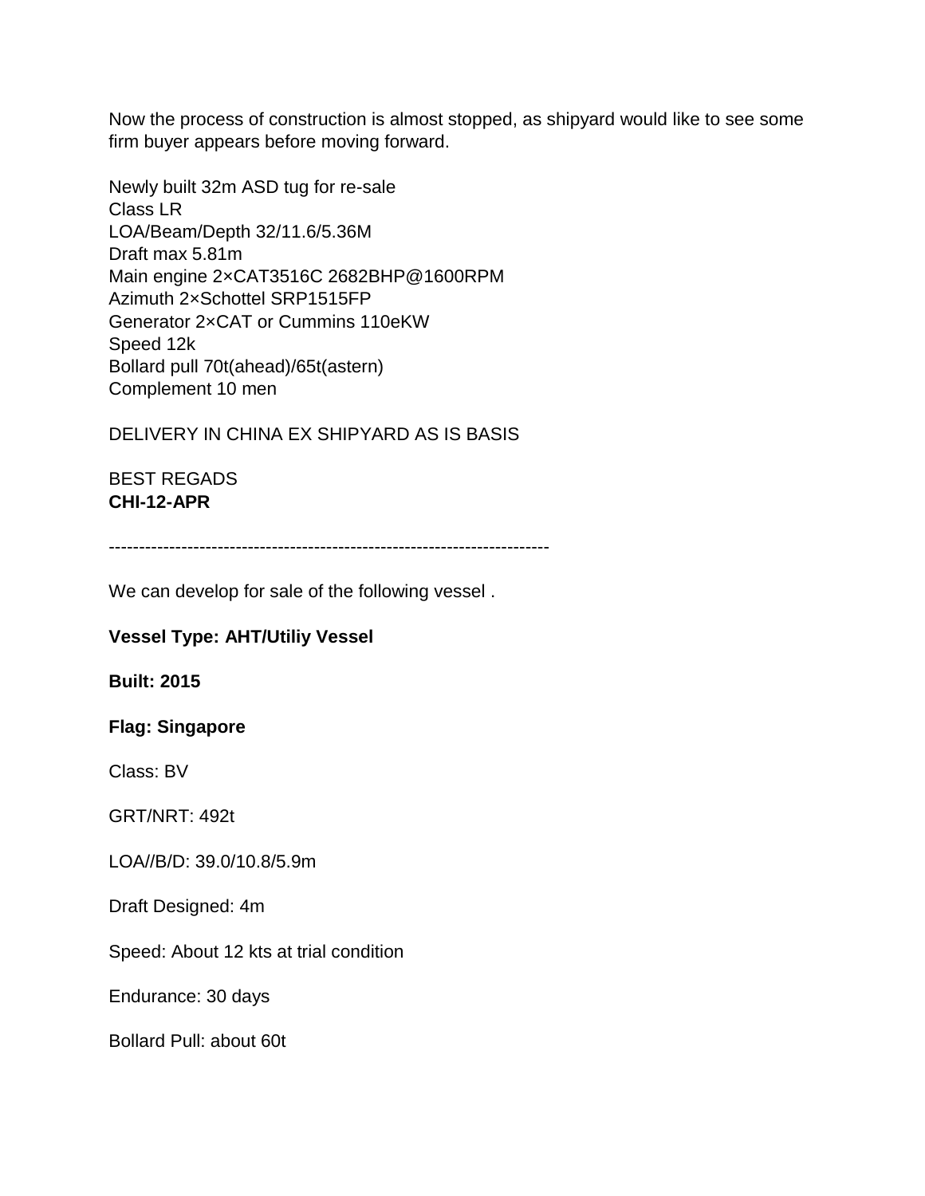Now the process of construction is almost stopped, as shipyard would like to see some firm buyer appears before moving forward.

Newly built 32m ASD tug for re-sale
Class LR
LOA/Beam/Depth 32/11.6/5.36M
Draft max 5.81m
Main engine 2×CAT3516C 2682BHP@1600RPM
Azimuth 2×Schottel SRP1515FP
Generator 2×CAT or Cummins 110eKW
Speed 12k
Bollard pull 70t(ahead)/65t(astern)
Complement 10 men

DELIVERY IN CHINA EX SHIPYARD AS IS BASIS

BEST REGADS
**CHI-12-APR**

------------------------------------------------------------------------

We can develop for sale of the following vessel .

**Vessel Type: AHT/Utiliy Vessel**

**Built: 2015**

**Flag: Singapore**

Class: BV

GRT/NRT: 492t

LOA//B/D: 39.0/10.8/5.9m

Draft Designed: 4m

Speed: About 12 kts at trial condition

Endurance: 30 days

Bollard Pull: about 60t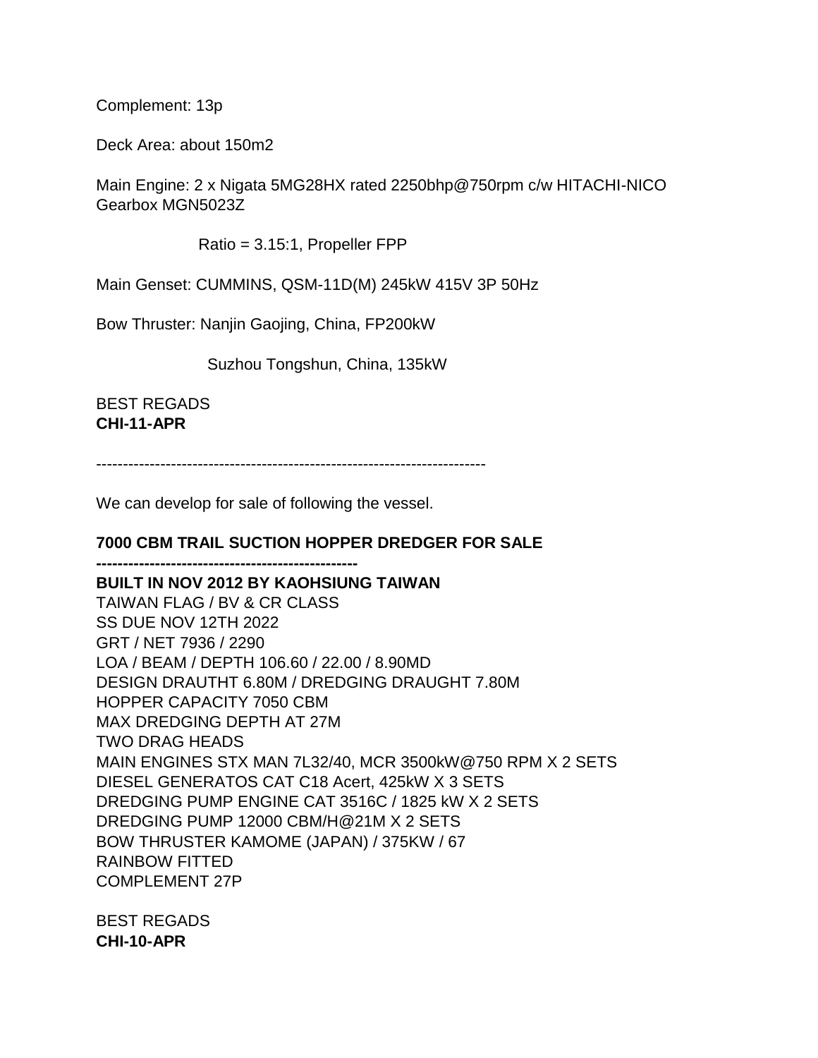Complement: 13p

Deck Area: about 150m2

Main Engine: 2 x Nigata 5MG28HX rated 2250bhp@750rpm c/w HITACHI-NICO Gearbox MGN5023Z

Ratio = 3.15:1, Propeller FPP

Main Genset: CUMMINS, QSM-11D(M) 245kW 415V 3P 50Hz

Bow Thruster: Nanjin Gaojing, China, FP200kW

Suzhou Tongshun, China, 135kW

BEST REGADS  
**CHI-11-APR**

------------------------------------------------------------------------

We can develop for sale of following the vessel.

**7000 CBM TRAIL SUCTION HOPPER DREDGER FOR SALE**

**-------------------------------------------------**

**BUILT IN NOV 2012 BY KAOHSIUNG TAIWAN**  
TAIWAN FLAG / BV & CR CLASS  
SS DUE NOV 12TH 2022  
GRT / NET 7936 / 2290  
LOA / BEAM / DEPTH 106.60 / 22.00 / 8.90MD  
DESIGN DRAUTHT 6.80M / DREDGING DRAUGHT 7.80M  
HOPPER CAPACITY 7050 CBM  
MAX DREDGING DEPTH AT 27M  
TWO DRAG HEADS  
MAIN ENGINES STX MAN 7L32/40, MCR 3500kW@750 RPM X 2 SETS  
DIESEL GENERATOS CAT C18 Acert, 425kW X 3 SETS  
DREDGING PUMP ENGINE CAT 3516C / 1825 kW X 2 SETS  
DREDGING PUMP 12000 CBM/H@21M X 2 SETS  
BOW THRUSTER KAMOME (JAPAN) / 375KW / 67  
RAINBOW FITTED  
COMPLEMENT 27P

BEST REGADS  
**CHI-10-APR**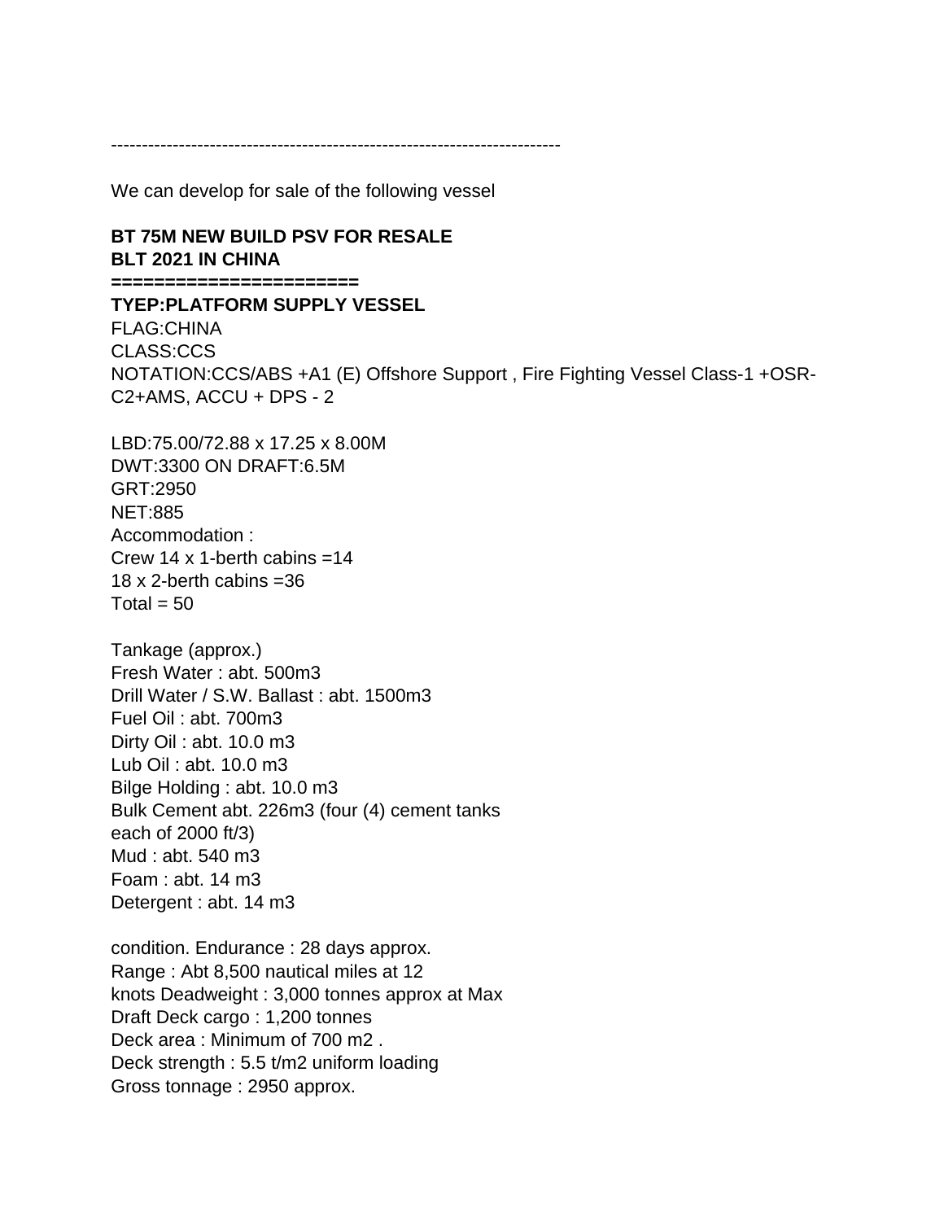------------------------------------------------------------------------

We can develop for sale of the following vessel

**BT 75M NEW BUILD PSV FOR RESALE**
**BLT 2021 IN CHINA**
**======================**
**TYEP:PLATFORM SUPPLY VESSEL**
FLAG:CHINA
CLASS:CCS
NOTATION:CCS/ABS +A1 (E) Offshore Support , Fire Fighting Vessel Class-1 +OSR-C2+AMS, ACCU + DPS - 2

LBD:75.00/72.88 x 17.25 x 8.00M
DWT:3300 ON DRAFT:6.5M
GRT:2950
NET:885
Accommodation :
Crew 14 x 1-berth cabins =14
18 x 2-berth cabins =36
Total = 50

Tankage (approx.)
Fresh Water : abt. 500m3
Drill Water / S.W. Ballast : abt. 1500m3
Fuel Oil : abt. 700m3
Dirty Oil : abt. 10.0 m3
Lub Oil : abt. 10.0 m3
Bilge Holding : abt. 10.0 m3
Bulk Cement abt. 226m3 (four (4) cement tanks
each of 2000 ft/3)
Mud : abt. 540 m3
Foam : abt. 14 m3
Detergent : abt. 14 m3

condition. Endurance : 28 days approx.
Range : Abt 8,500 nautical miles at 12
knots Deadweight : 3,000 tonnes approx at Max
Draft Deck cargo : 1,200 tonnes
Deck area : Minimum of 700 m2 .
Deck strength : 5.5 t/m2 uniform loading
Gross tonnage : 2950 approx.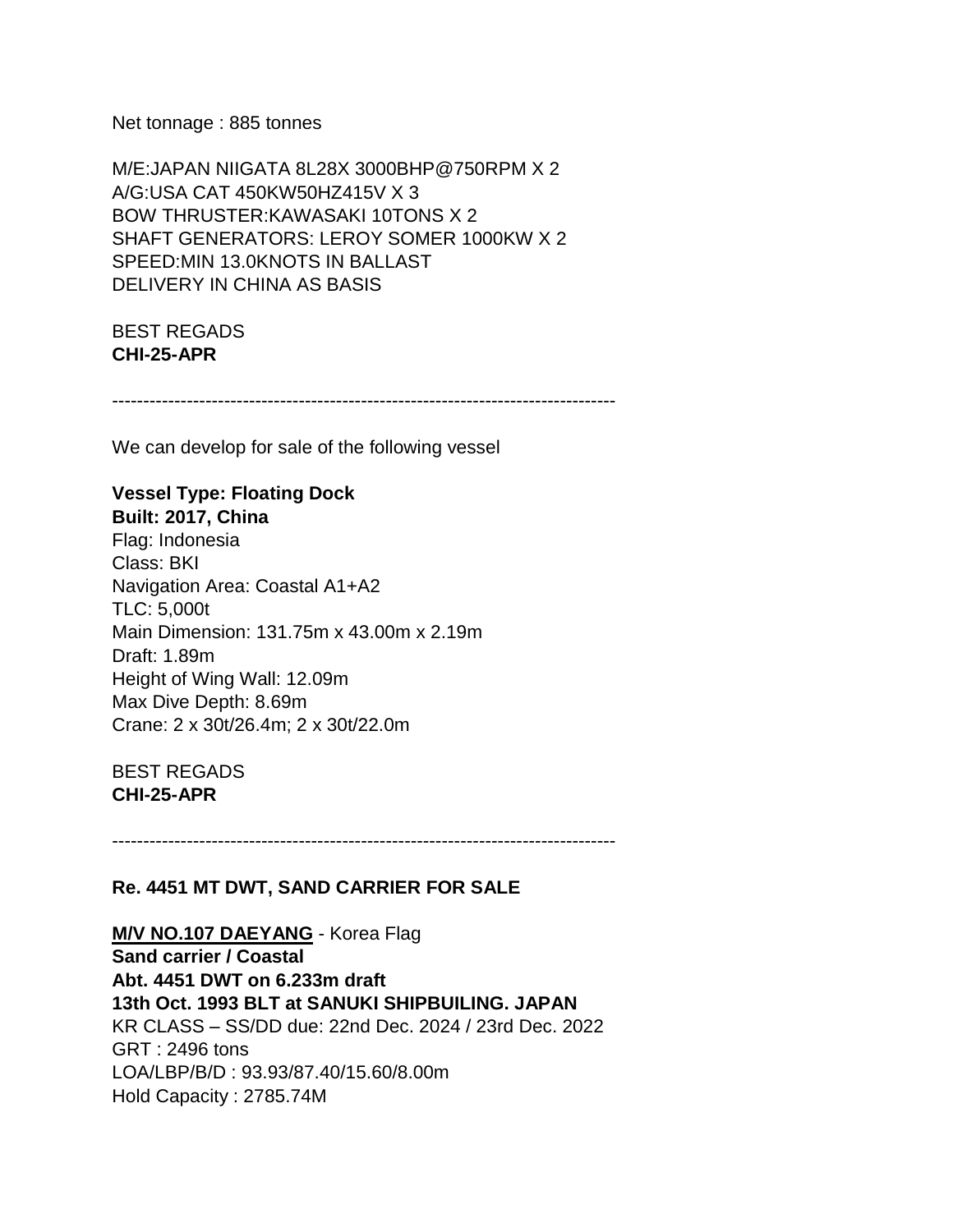Net tonnage : 885 tonnes

M/E:JAPAN NIIGATA 8L28X 3000BHP@750RPM X 2
A/G:USA CAT 450KW50HZ415V X 3
BOW THRUSTER:KAWASAKI 10TONS X 2
SHAFT GENERATORS: LEROY SOMER 1000KW X 2
SPEED:MIN 13.0KNOTS IN BALLAST
DELIVERY IN CHINA AS BASIS

BEST REGADS
**CHI-25-APR**

--------------------------------------------------------------------------------

We can develop for sale of the following vessel

**Vessel Type: Floating Dock**
**Built: 2017, China**
Flag: Indonesia
Class: BKI
Navigation Area: Coastal A1+A2
TLC: 5,000t
Main Dimension: 131.75m x 43.00m x 2.19m
Draft: 1.89m
Height of Wing Wall: 12.09m
Max Dive Depth: 8.69m
Crane: 2 x 30t/26.4m; 2 x 30t/22.0m

BEST REGADS
**CHI-25-APR**

--------------------------------------------------------------------------------

**Re. 4451 MT DWT, SAND CARRIER FOR SALE**

**M/V NO.107 DAEYANG** - Korea Flag
**Sand carrier / Coastal**
**Abt. 4451 DWT on 6.233m draft**
**13th Oct. 1993 BLT at SANUKI SHIPBUILING. JAPAN**
KR CLASS – SS/DD due: 22nd Dec. 2024 / 23rd Dec. 2022
GRT : 2496 tons
LOA/LBP/B/D : 93.93/87.40/15.60/8.00m
Hold Capacity : 2785.74M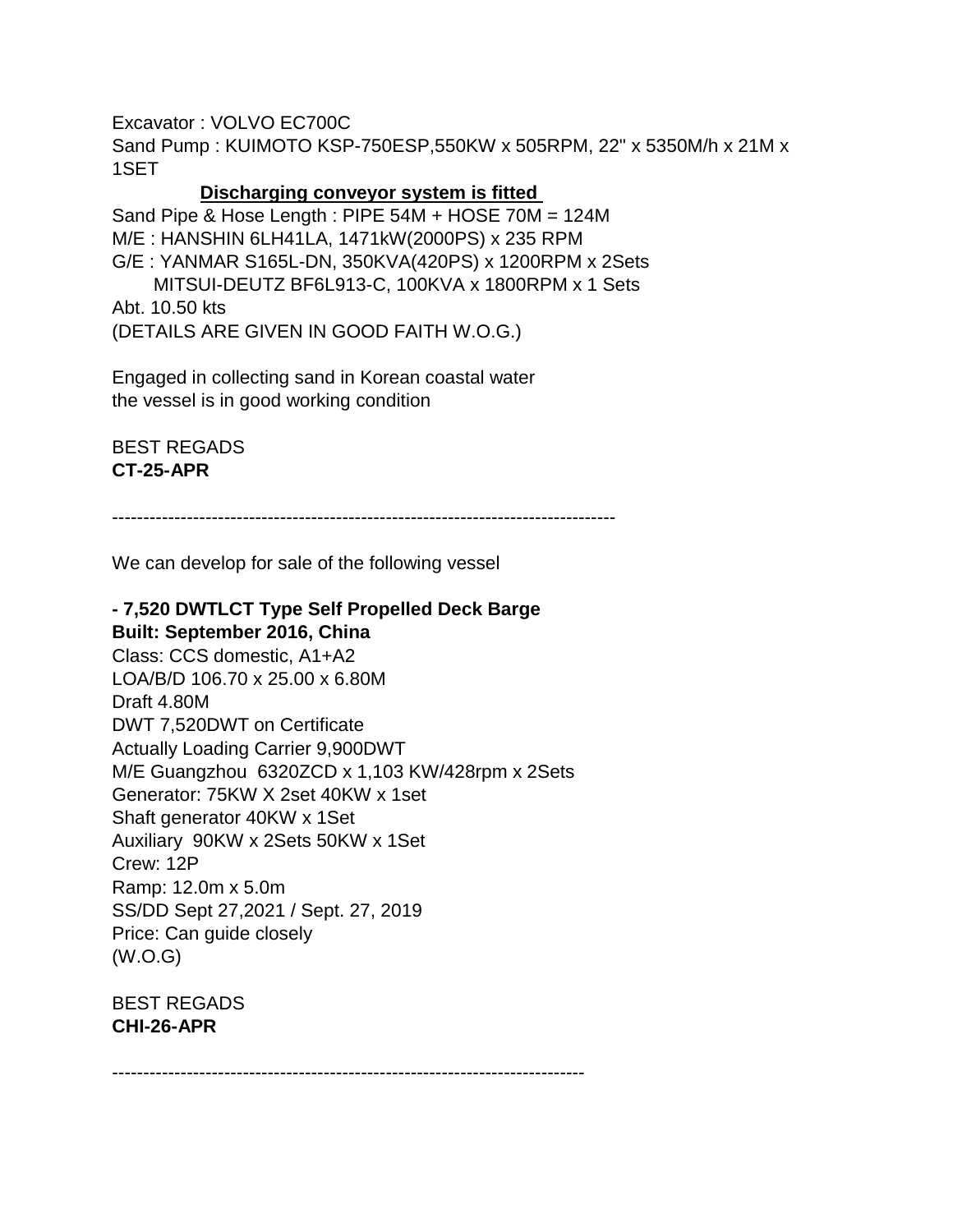Excavator : VOLVO EC700C
Sand Pump : KUIMOTO KSP-750ESP,550KW x 505RPM, 22" x 5350M/h x 21M x 1SET

**Discharging conveyor system is fitted**

Sand Pipe & Hose Length : PIPE 54M + HOSE 70M = 124M
M/E : HANSHIN 6LH41LA, 1471kW(2000PS) x 235 RPM
G/E : YANMAR S165L-DN, 350KVA(420PS) x 1200RPM x 2Sets
MITSUI-DEUTZ BF6L913-C, 100KVA x 1800RPM x 1 Sets
Abt. 10.50 kts
(DETAILS ARE GIVEN IN GOOD FAITH W.O.G.)

Engaged in collecting sand in Korean coastal water
the vessel is in good working condition

BEST REGADS
**CT-25-APR**

---

We can develop for sale of the following vessel

**- 7,520 DWTLCT Type Self Propelled Deck Barge**
**Built: September 2016, China**
Class: CCS domestic, A1+A2
LOA/B/D 106.70 x 25.00 x 6.80M
Draft 4.80M
DWT 7,520DWT on Certificate
Actually Loading Carrier 9,900DWT
M/E Guangzhou 6320ZCD x 1,103 KW/428rpm x 2Sets
Generator: 75KW X 2set 40KW x 1set
Shaft generator 40KW x 1Set
Auxiliary 90KW x 2Sets 50KW x 1Set
Crew: 12P
Ramp: 12.0m x 5.0m
SS/DD Sept 27,2021 / Sept. 27, 2019
Price: Can guide closely
(W.O.G)

BEST REGADS
**CHI-26-APR**

---